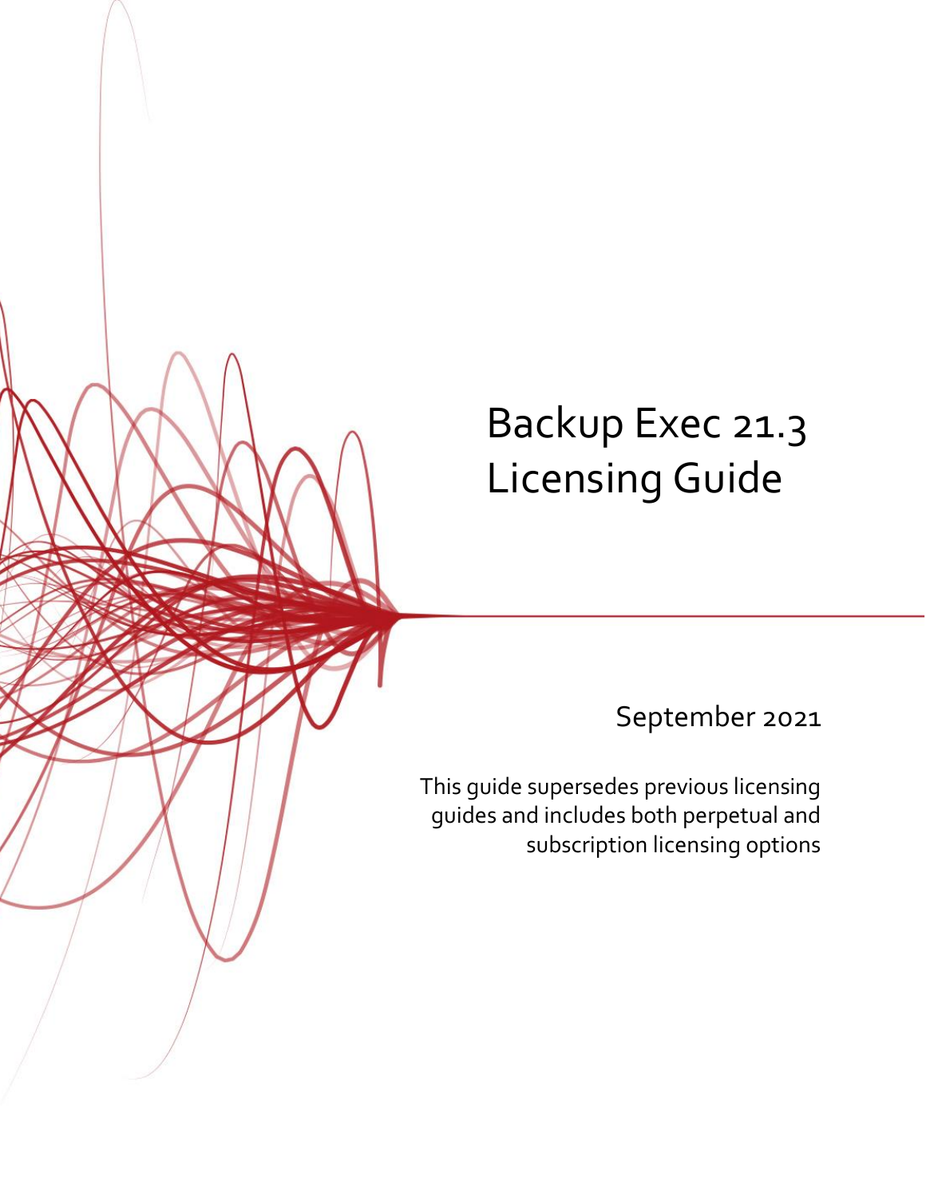# Backup Exec 21.3 Licensing Guide

September 2021

This guide supersedes previous licensing guides and includes both perpetual and subscription licensing options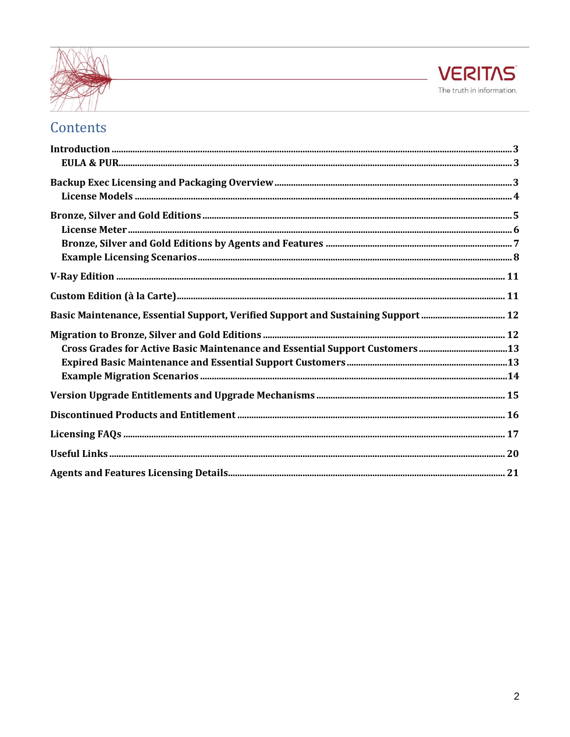# Contents

- **Introduction** ..... 3
  - **EULA & PUR** ..... 3
- **Backup Exec Licensing and Packaging Overview** ..... 3
  - **License Models** ..... 4
- **Bronze, Silver and Gold Editions** ..... 5
  - **License Meter** ..... 6
  - **Bronze, Silver and Gold Editions by Agents and Features** ..... 7
  - **Example Licensing Scenarios** ..... 8
- **V-Ray Edition** ..... 11
- **Custom Edition (à la Carte)** ..... 11
- **Basic Maintenance, Essential Support, Verified Support and Sustaining Support** ..... 12
- **Migration to Bronze, Silver and Gold Editions** ..... 12
  - **Cross Grades for Active Basic Maintenance and Essential Support Customers** ..... 13
  - **Expired Basic Maintenance and Essential Support Customers** ..... 13
  - **Example Migration Scenarios** ..... 14
- **Version Upgrade Entitlements and Upgrade Mechanisms** ..... 15
- **Discontinued Products and Entitlement** ..... 16
- **Licensing FAQs** ..... 17
- **Useful Links** ..... 20
- **Agents and Features Licensing Details** ..... 21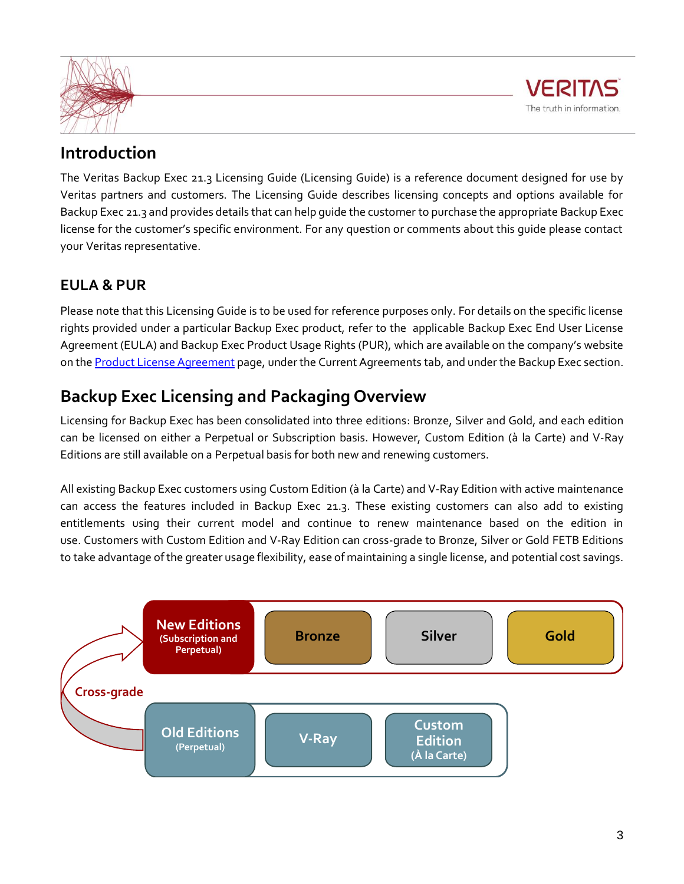## Introduction

The Veritas Backup Exec 21.3 Licensing Guide (Licensing Guide) is a reference document designed for use by Veritas partners and customers. The Licensing Guide describes licensing concepts and options available for Backup Exec 21.3 and provides details that can help guide the customer to purchase the appropriate Backup Exec license for the customer's specific environment. For any question or comments about this guide please contact your Veritas representative.

### EULA & PUR

Please note that this Licensing Guide is to be used for reference purposes only. For details on the specific license rights provided under a particular Backup Exec product, refer to the applicable Backup Exec End User License Agreement (EULA) and Backup Exec Product Usage Rights (PUR), which are available on the company's website on the Product License Agreement page, under the Current Agreements tab, and under the Backup Exec section.

## Backup Exec Licensing and Packaging Overview

Licensing for Backup Exec has been consolidated into three editions: Bronze, Silver and Gold, and each edition can be licensed on either a Perpetual or Subscription basis. However, Custom Edition (à la Carte) and V-Ray Editions are still available on a Perpetual basis for both new and renewing customers.

All existing Backup Exec customers using Custom Edition (à la Carte) and V-Ray Edition with active maintenance can access the features included in Backup Exec 21.3. These existing customers can also add to existing entitlements using their current model and continue to renew maintenance based on the edition in use. Customers with Custom Edition and V-Ray Edition can cross-grade to Bronze, Silver or Gold FETB Editions to take advantage of the greater usage flexibility, ease of maintaining a single license, and potential cost savings.

**New Editions** (Subscription and Perpetual): Bronze | Silver | Gold

**Cross-grade**

**Old Editions** (Perpetual): V-Ray | Custom Edition (À la Carte)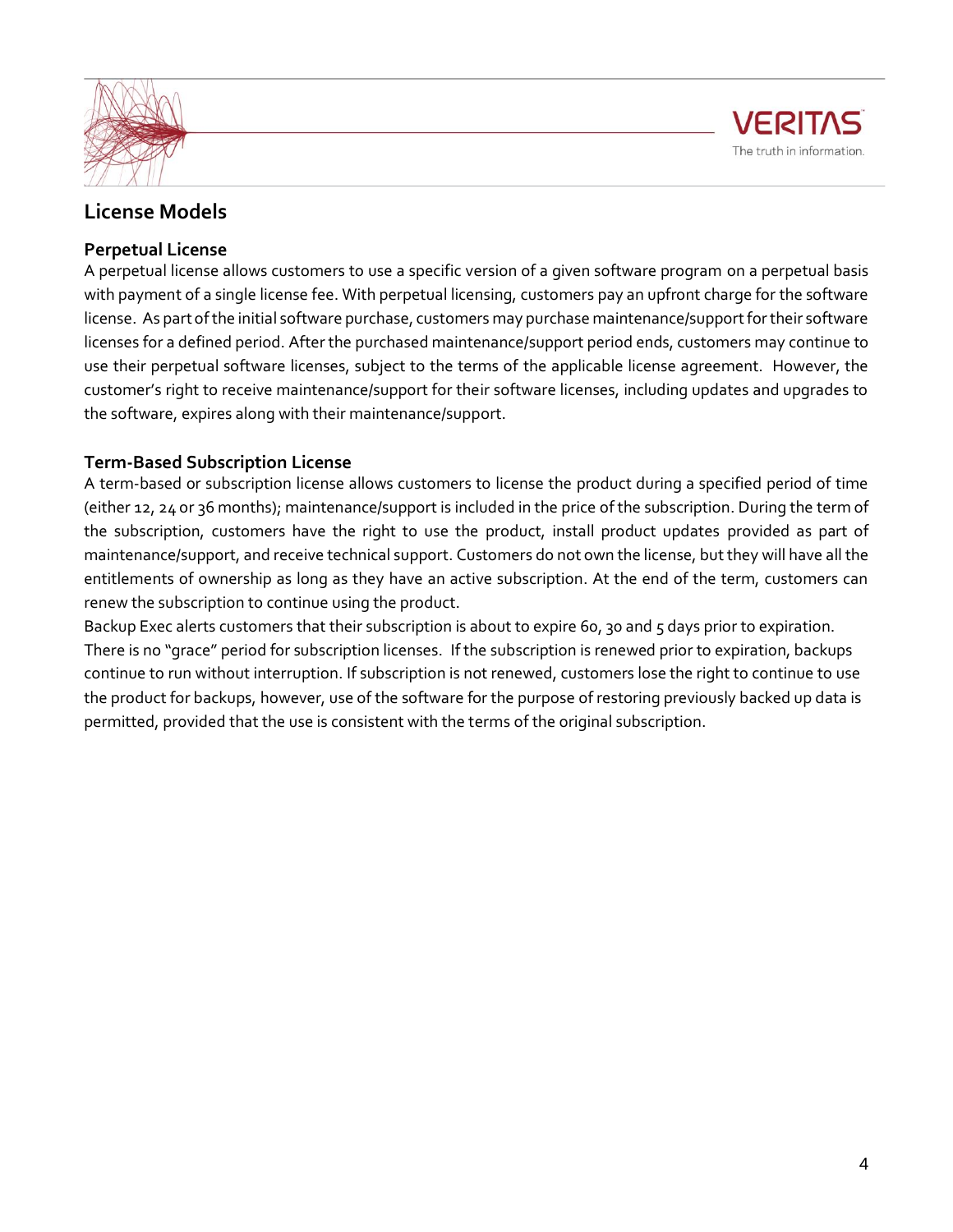## License Models

### Perpetual License

A perpetual license allows customers to use a specific version of a given software program on a perpetual basis with payment of a single license fee. With perpetual licensing, customers pay an upfront charge for the software license. As part of the initial software purchase, customers may purchase maintenance/support for their software licenses for a defined period. After the purchased maintenance/support period ends, customers may continue to use their perpetual software licenses, subject to the terms of the applicable license agreement. However, the customer's right to receive maintenance/support for their software licenses, including updates and upgrades to the software, expires along with their maintenance/support.

### Term-Based Subscription License

A term-based or subscription license allows customers to license the product during a specified period of time (either 12, 24 or 36 months); maintenance/support is included in the price of the subscription. During the term of the subscription, customers have the right to use the product, install product updates provided as part of maintenance/support, and receive technical support. Customers do not own the license, but they will have all the entitlements of ownership as long as they have an active subscription. At the end of the term, customers can renew the subscription to continue using the product.

Backup Exec alerts customers that their subscription is about to expire 60, 30 and 5 days prior to expiration. There is no "grace" period for subscription licenses. If the subscription is renewed prior to expiration, backups continue to run without interruption. If subscription is not renewed, customers lose the right to continue to use the product for backups, however, use of the software for the purpose of restoring previously backed up data is permitted, provided that the use is consistent with the terms of the original subscription.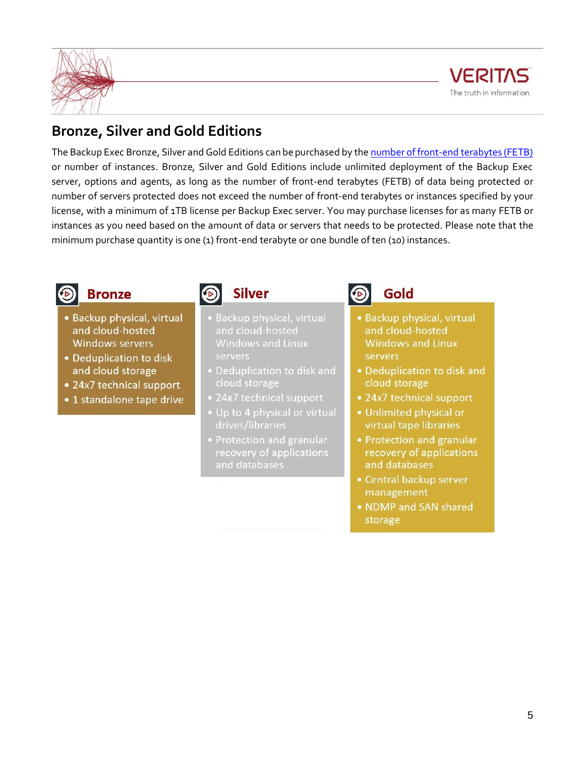## Bronze, Silver and Gold Editions

The Backup Exec Bronze, Silver and Gold Editions can be purchased by the number of front-end terabytes (FETB) or number of instances. Bronze, Silver and Gold Editions include unlimited deployment of the Backup Exec server, options and agents, as long as the number of front-end terabytes (FETB) of data being protected or number of servers protected does not exceed the number of front-end terabytes or instances specified by your license, with a minimum of 1TB license per Backup Exec server. You may purchase licenses for as many FETB or instances as you need based on the amount of data or servers that needs to be protected. Please note that the minimum purchase quantity is one (1) front-end terabyte or one bundle of ten (10) instances.

### Bronze

- Backup physical, virtual and cloud-hosted Windows servers
- Deduplication to disk and cloud storage
- 24x7 technical support
- 1 standalone tape drive

### Silver

- Backup physical, virtual and cloud-hosted Windows and Linux servers
- Deduplication to disk and cloud storage
- 24x7 technical support
- Up to 4 physical or virtual drives/libraries
- Protection and granular recovery of applications and databases

### Gold

- Backup physical, virtual and cloud-hosted Windows and Linux servers
- Deduplication to disk and cloud storage
- 24x7 technical support
- Unlimited physical or virtual tape libraries
- Protection and granular recovery of applications and databases
- Central backup server management
- NDMP and SAN shared storage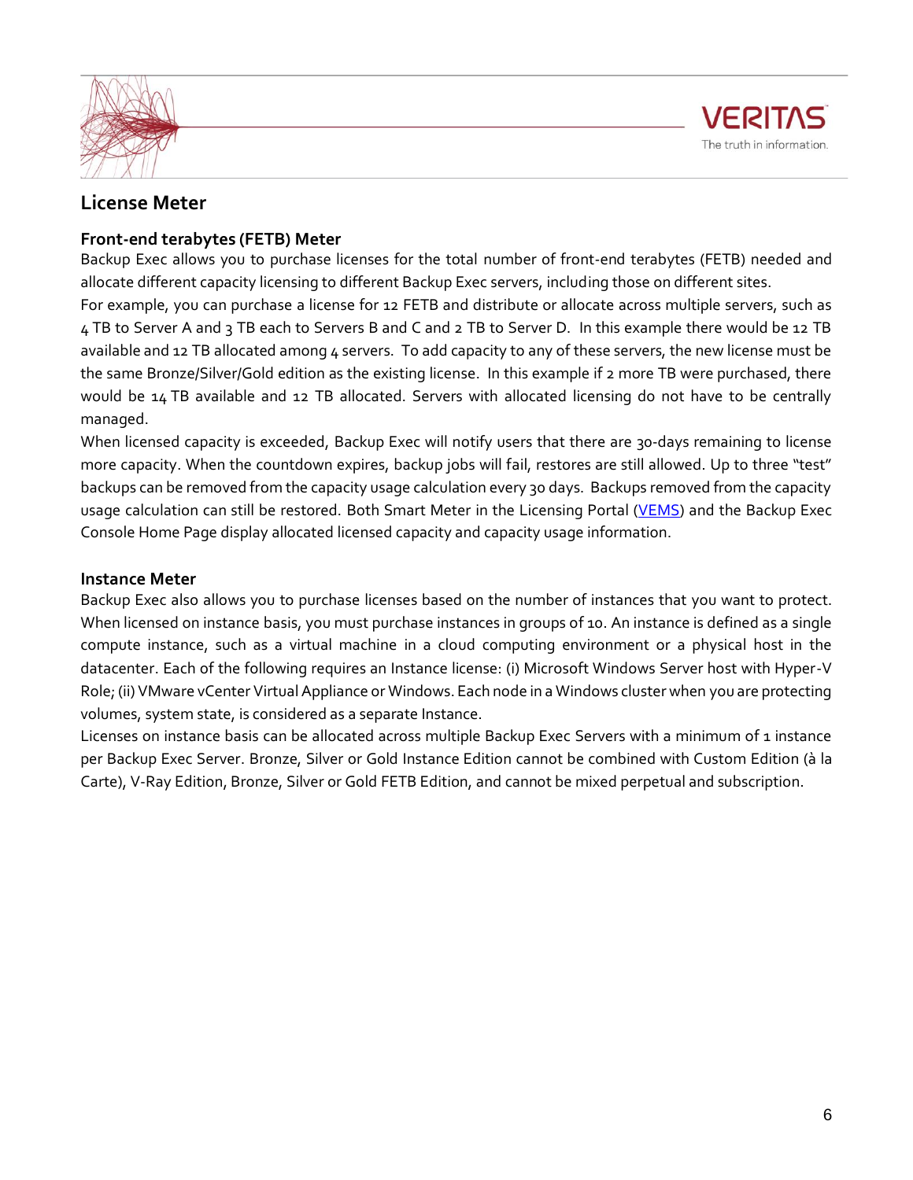## License Meter

### Front-end terabytes (FETB) Meter

Backup Exec allows you to purchase licenses for the total number of front-end terabytes (FETB) needed and allocate different capacity licensing to different Backup Exec servers, including those on different sites.

For example, you can purchase a license for 12 FETB and distribute or allocate across multiple servers, such as 4 TB to Server A and 3 TB each to Servers B and C and 2 TB to Server D. In this example there would be 12 TB available and 12 TB allocated among 4 servers. To add capacity to any of these servers, the new license must be the same Bronze/Silver/Gold edition as the existing license. In this example if 2 more TB were purchased, there would be 14 TB available and 12 TB allocated. Servers with allocated licensing do not have to be centrally managed.

When licensed capacity is exceeded, Backup Exec will notify users that there are 30-days remaining to license more capacity. When the countdown expires, backup jobs will fail, restores are still allowed. Up to three "test" backups can be removed from the capacity usage calculation every 30 days. Backups removed from the capacity usage calculation can still be restored. Both Smart Meter in the Licensing Portal (VEMS) and the Backup Exec Console Home Page display allocated licensed capacity and capacity usage information.

### Instance Meter

Backup Exec also allows you to purchase licenses based on the number of instances that you want to protect. When licensed on instance basis, you must purchase instances in groups of 10. An instance is defined as a single compute instance, such as a virtual machine in a cloud computing environment or a physical host in the datacenter. Each of the following requires an Instance license: (i) Microsoft Windows Server host with Hyper-V Role; (ii) VMware vCenter Virtual Appliance or Windows. Each node in a Windows cluster when you are protecting volumes, system state, is considered as a separate Instance.

Licenses on instance basis can be allocated across multiple Backup Exec Servers with a minimum of 1 instance per Backup Exec Server. Bronze, Silver or Gold Instance Edition cannot be combined with Custom Edition (à la Carte), V-Ray Edition, Bronze, Silver or Gold FETB Edition, and cannot be mixed perpetual and subscription.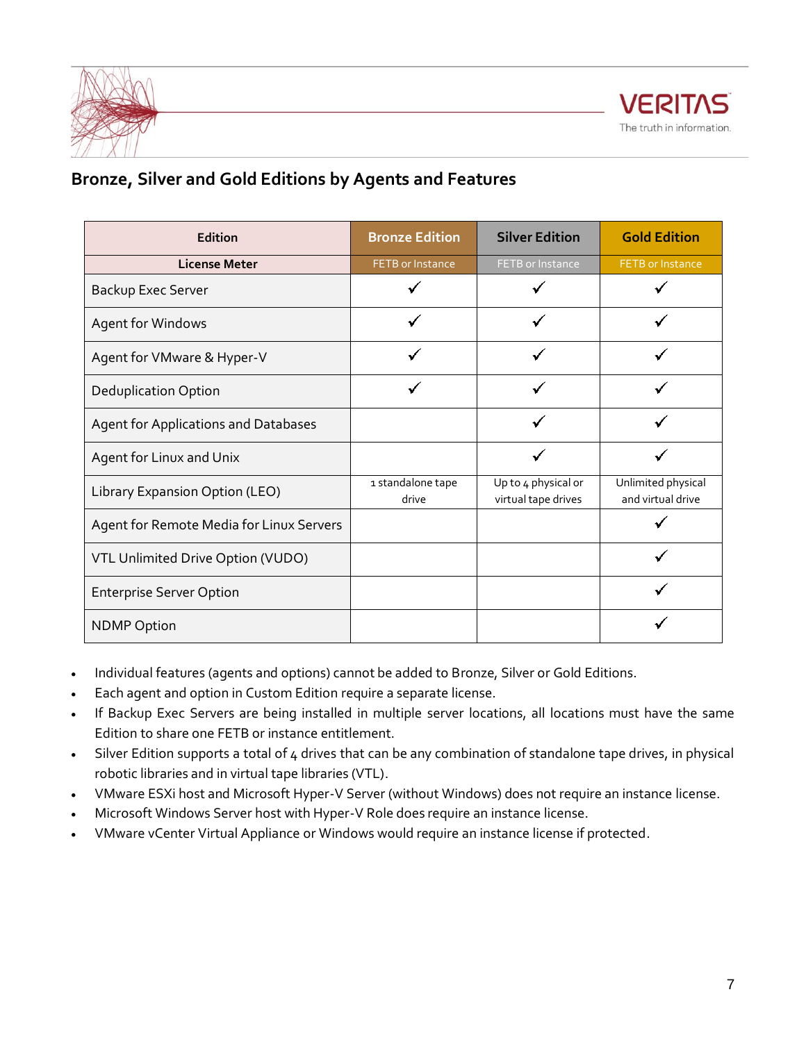## Bronze, Silver and Gold Editions by Agents and Features

| Edition | Bronze Edition | Silver Edition | Gold Edition |
|---|---|---|---|
| **License Meter** | FETB or Instance | FETB or Instance | FETB or Instance |
| Backup Exec Server | ✓ | ✓ | ✓ |
| Agent for Windows | ✓ | ✓ | ✓ |
| Agent for VMware & Hyper-V | ✓ | ✓ | ✓ |
| Deduplication Option | ✓ | ✓ | ✓ |
| Agent for Applications and Databases | | ✓ | ✓ |
| Agent for Linux and Unix | | ✓ | ✓ |
| Library Expansion Option (LEO) | 1 standalone tape drive | Up to 4 physical or virtual tape drives | Unlimited physical and virtual drive |
| Agent for Remote Media for Linux Servers | | | ✓ |
| VTL Unlimited Drive Option (VUDO) | | | ✓ |
| Enterprise Server Option | | | ✓ |
| NDMP Option | | | ✓ |

- Individual features (agents and options) cannot be added to Bronze, Silver or Gold Editions.
- Each agent and option in Custom Edition require a separate license.
- If Backup Exec Servers are being installed in multiple server locations, all locations must have the same Edition to share one FETB or instance entitlement.
- Silver Edition supports a total of 4 drives that can be any combination of standalone tape drives, in physical robotic libraries and in virtual tape libraries (VTL).
- VMware ESXi host and Microsoft Hyper-V Server (without Windows) does not require an instance license.
- Microsoft Windows Server host with Hyper-V Role does require an instance license.
- VMware vCenter Virtual Appliance or Windows would require an instance license if protected.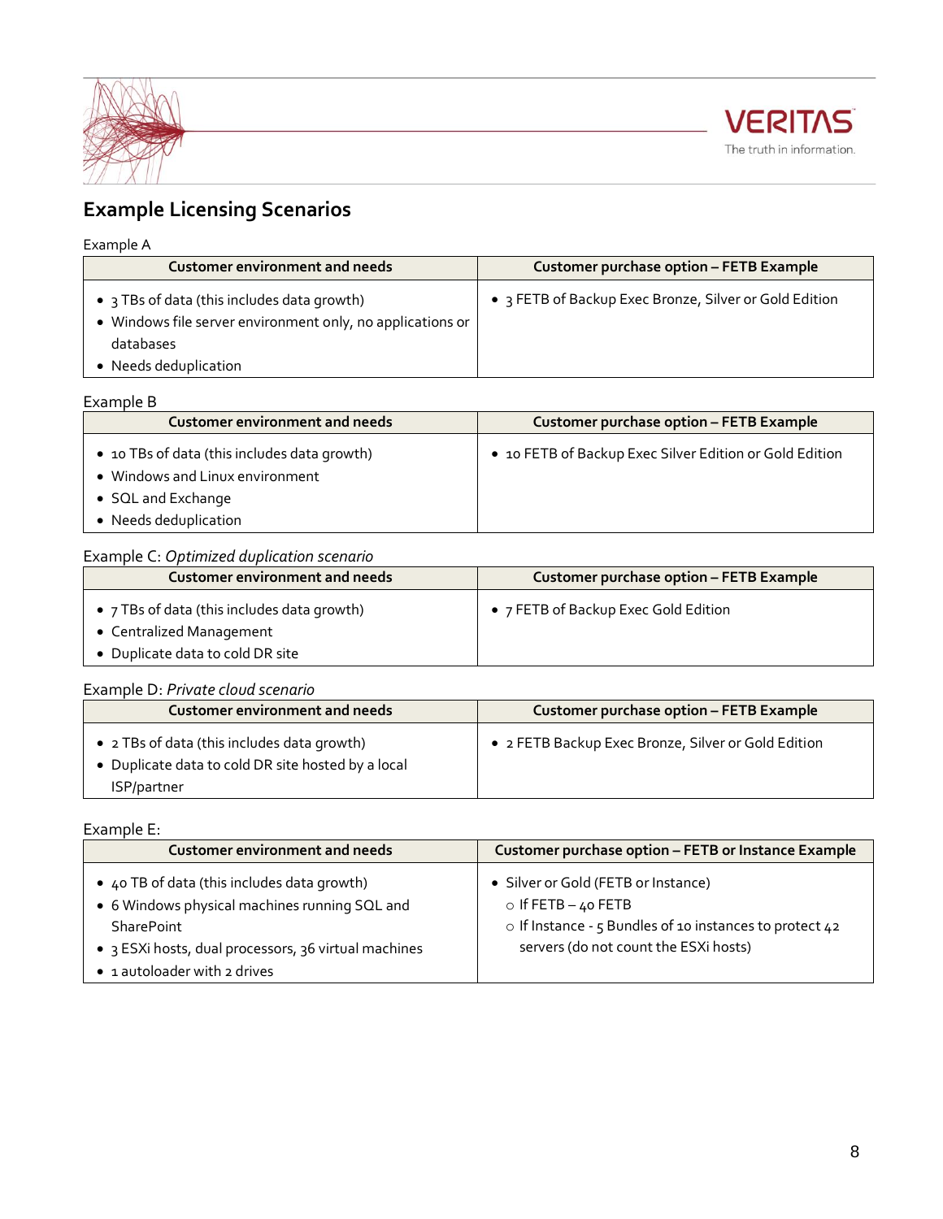## Example Licensing Scenarios

Example A

| Customer environment and needs | Customer purchase option – FETB Example |
|---|---|
| • 3 TBs of data (this includes data growth)<br>• Windows file server environment only, no applications or databases<br>• Needs deduplication | • 3 FETB of Backup Exec Bronze, Silver or Gold Edition |

Example B

| Customer environment and needs | Customer purchase option – FETB Example |
|---|---|
| • 10 TBs of data (this includes data growth)<br>• Windows and Linux environment<br>• SQL and Exchange<br>• Needs deduplication | • 10 FETB of Backup Exec Silver Edition or Gold Edition |

Example C: *Optimized duplication scenario*

| Customer environment and needs | Customer purchase option – FETB Example |
|---|---|
| • 7 TBs of data (this includes data growth)<br>• Centralized Management<br>• Duplicate data to cold DR site | • 7 FETB of Backup Exec Gold Edition |

Example D: *Private cloud scenario*

| Customer environment and needs | Customer purchase option – FETB Example |
|---|---|
| • 2 TBs of data (this includes data growth)<br>• Duplicate data to cold DR site hosted by a local ISP/partner | • 2 FETB Backup Exec Bronze, Silver or Gold Edition |

Example E:

| Customer environment and needs | Customer purchase option – FETB or Instance Example |
|---|---|
| • 40 TB of data (this includes data growth)<br>• 6 Windows physical machines running SQL and SharePoint<br>• 3 ESXi hosts, dual processors, 36 virtual machines<br>• 1 autoloader with 2 drives | • Silver or Gold (FETB or Instance)<br>○ If FETB – 40 FETB<br>○ If Instance - 5 Bundles of 10 instances to protect 42 servers (do not count the ESXi hosts) |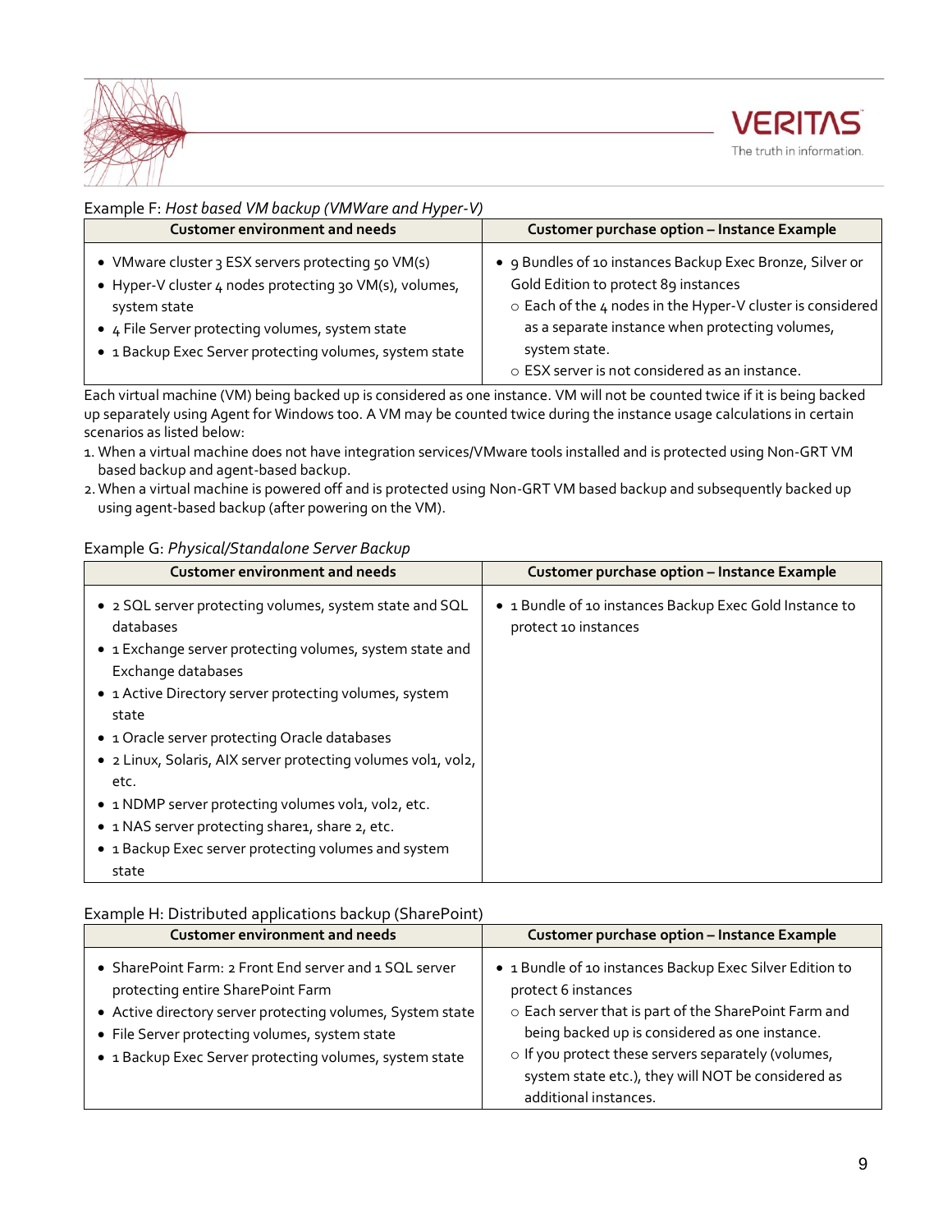Example F: *Host based VM backup (VMWare and Hyper-V)*

| Customer environment and needs | Customer purchase option – Instance Example |
|---|---|
| • VMware cluster 3 ESX servers protecting 50 VM(s)<br>• Hyper-V cluster 4 nodes protecting 30 VM(s), volumes, system state<br>• 4 File Server protecting volumes, system state<br>• 1 Backup Exec Server protecting volumes, system state | • 9 Bundles of 10 instances Backup Exec Bronze, Silver or Gold Edition to protect 89 instances<br>  ○ Each of the 4 nodes in the Hyper-V cluster is considered as a separate instance when protecting volumes, system state.<br>  ○ ESX server is not considered as an instance. |

Each virtual machine (VM) being backed up is considered as one instance. VM will not be counted twice if it is being backed up separately using Agent for Windows too. A VM may be counted twice during the instance usage calculations in certain scenarios as listed below:

1. When a virtual machine does not have integration services/VMware tools installed and is protected using Non-GRT VM based backup and agent-based backup.
2. When a virtual machine is powered off and is protected using Non-GRT VM based backup and subsequently backed up using agent-based backup (after powering on the VM).

Example G: *Physical/Standalone Server Backup*

| Customer environment and needs | Customer purchase option – Instance Example |
|---|---|
| • 2 SQL server protecting volumes, system state and SQL databases<br>• 1 Exchange server protecting volumes, system state and Exchange databases<br>• 1 Active Directory server protecting volumes, system state<br>• 1 Oracle server protecting Oracle databases<br>• 2 Linux, Solaris, AIX server protecting volumes vol1, vol2, etc.<br>• 1 NDMP server protecting volumes vol1, vol2, etc.<br>• 1 NAS server protecting share1, share 2, etc.<br>• 1 Backup Exec server protecting volumes and system state | • 1 Bundle of 10 instances Backup Exec Gold Instance to protect 10 instances |

Example H: Distributed applications backup (SharePoint)

| Customer environment and needs | Customer purchase option – Instance Example |
|---|---|
| • SharePoint Farm: 2 Front End server and 1 SQL server protecting entire SharePoint Farm<br>• Active directory server protecting volumes, System state<br>• File Server protecting volumes, system state<br>• 1 Backup Exec Server protecting volumes, system state | • 1 Bundle of 10 instances Backup Exec Silver Edition to protect 6 instances<br>  ○ Each server that is part of the SharePoint Farm and being backed up is considered as one instance.<br>  ○ If you protect these servers separately (volumes, system state etc.), they will NOT be considered as additional instances. |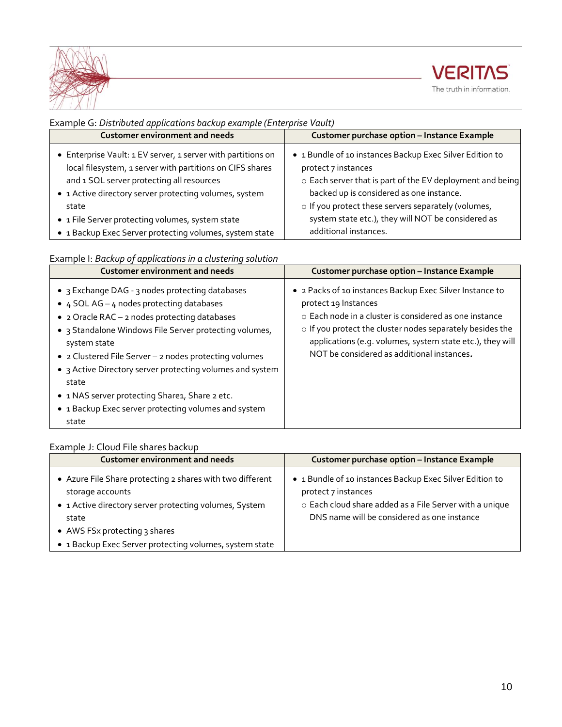Example G: *Distributed applications backup example (Enterprise Vault)*

| Customer environment and needs | Customer purchase option – Instance Example |
|---|---|
| • Enterprise Vault: 1 EV server, 1 server with partitions on local filesystem, 1 server with partitions on CIFS shares and 1 SQL server protecting all resources<br>• 1 Active directory server protecting volumes, system state<br>• 1 File Server protecting volumes, system state<br>• 1 Backup Exec Server protecting volumes, system state | • 1 Bundle of 10 instances Backup Exec Silver Edition to protect 7 instances<br>○ Each server that is part of the EV deployment and being backed up is considered as one instance.<br>○ If you protect these servers separately (volumes, system state etc.), they will NOT be considered as additional instances. |

Example I: *Backup of applications in a clustering solution*

| Customer environment and needs | Customer purchase option – Instance Example |
|---|---|
| • 3 Exchange DAG - 3 nodes protecting databases<br>• 4 SQL AG – 4 nodes protecting databases<br>• 2 Oracle RAC – 2 nodes protecting databases<br>• 3 Standalone Windows File Server protecting volumes, system state<br>• 2 Clustered File Server – 2 nodes protecting volumes<br>• 3 Active Directory server protecting volumes and system state<br>• 1 NAS server protecting Share1, Share 2 etc.<br>• 1 Backup Exec server protecting volumes and system state | • 2 Packs of 10 instances Backup Exec Silver Instance to protect 19 Instances<br>○ Each node in a cluster is considered as one instance<br>○ If you protect the cluster nodes separately besides the applications (e.g. volumes, system state etc.), they will NOT be considered as additional instances. |

Example J: Cloud File shares backup

| Customer environment and needs | Customer purchase option – Instance Example |
|---|---|
| • Azure File Share protecting 2 shares with two different storage accounts<br>• 1 Active directory server protecting volumes, System state<br>• AWS FSx protecting 3 shares<br>• 1 Backup Exec Server protecting volumes, system state | • 1 Bundle of 10 instances Backup Exec Silver Edition to protect 7 instances<br>○ Each cloud share added as a File Server with a unique DNS name will be considered as one instance |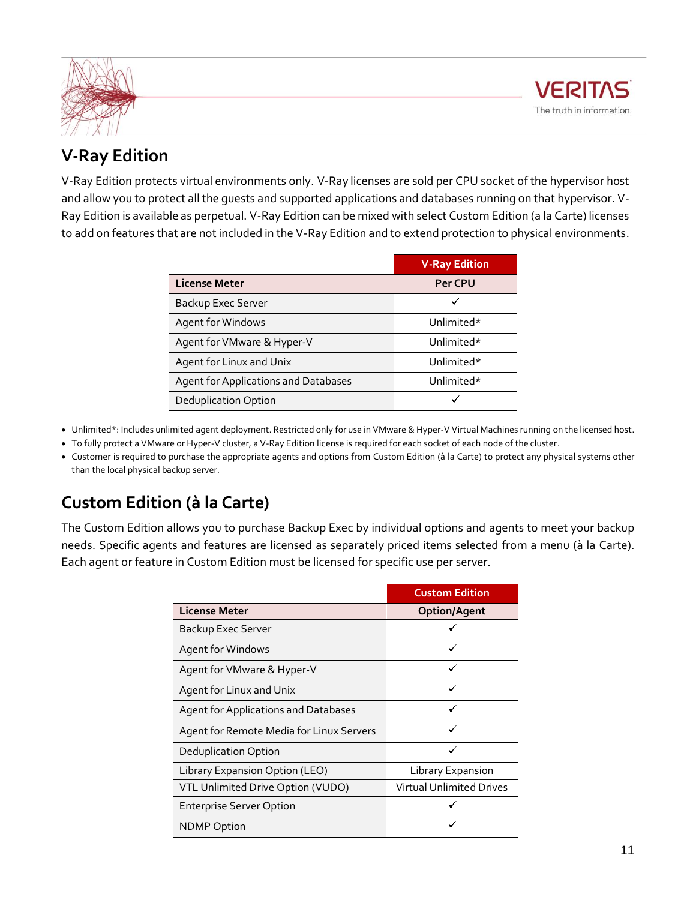## V-Ray Edition

V-Ray Edition protects virtual environments only. V-Ray licenses are sold per CPU socket of the hypervisor host and allow you to protect all the guests and supported applications and databases running on that hypervisor. V-Ray Edition is available as perpetual. V-Ray Edition can be mixed with select Custom Edition (a la Carte) licenses to add on features that are not included in the V-Ray Edition and to extend protection to physical environments.

| | V-Ray Edition |
|---|---|
| **License Meter** | **Per CPU** |
| Backup Exec Server | ✓ |
| Agent for Windows | Unlimited* |
| Agent for VMware & Hyper-V | Unlimited* |
| Agent for Linux and Unix | Unlimited* |
| Agent for Applications and Databases | Unlimited* |
| Deduplication Option | ✓ |

- Unlimited*: Includes unlimited agent deployment. Restricted only for use in VMware & Hyper-V Virtual Machines running on the licensed host.
- To fully protect a VMware or Hyper-V cluster, a V-Ray Edition license is required for each socket of each node of the cluster.
- Customer is required to purchase the appropriate agents and options from Custom Edition (à la Carte) to protect any physical systems other than the local physical backup server.

## Custom Edition (à la Carte)

The Custom Edition allows you to purchase Backup Exec by individual options and agents to meet your backup needs. Specific agents and features are licensed as separately priced items selected from a menu (à la Carte). Each agent or feature in Custom Edition must be licensed for specific use per server.

| | Custom Edition |
|---|---|
| **License Meter** | **Option/Agent** |
| Backup Exec Server | ✓ |
| Agent for Windows | ✓ |
| Agent for VMware & Hyper-V | ✓ |
| Agent for Linux and Unix | ✓ |
| Agent for Applications and Databases | ✓ |
| Agent for Remote Media for Linux Servers | ✓ |
| Deduplication Option | ✓ |
| Library Expansion Option (LEO) | Library Expansion |
| VTL Unlimited Drive Option (VUDO) | Virtual Unlimited Drives |
| Enterprise Server Option | ✓ |
| NDMP Option | ✓ |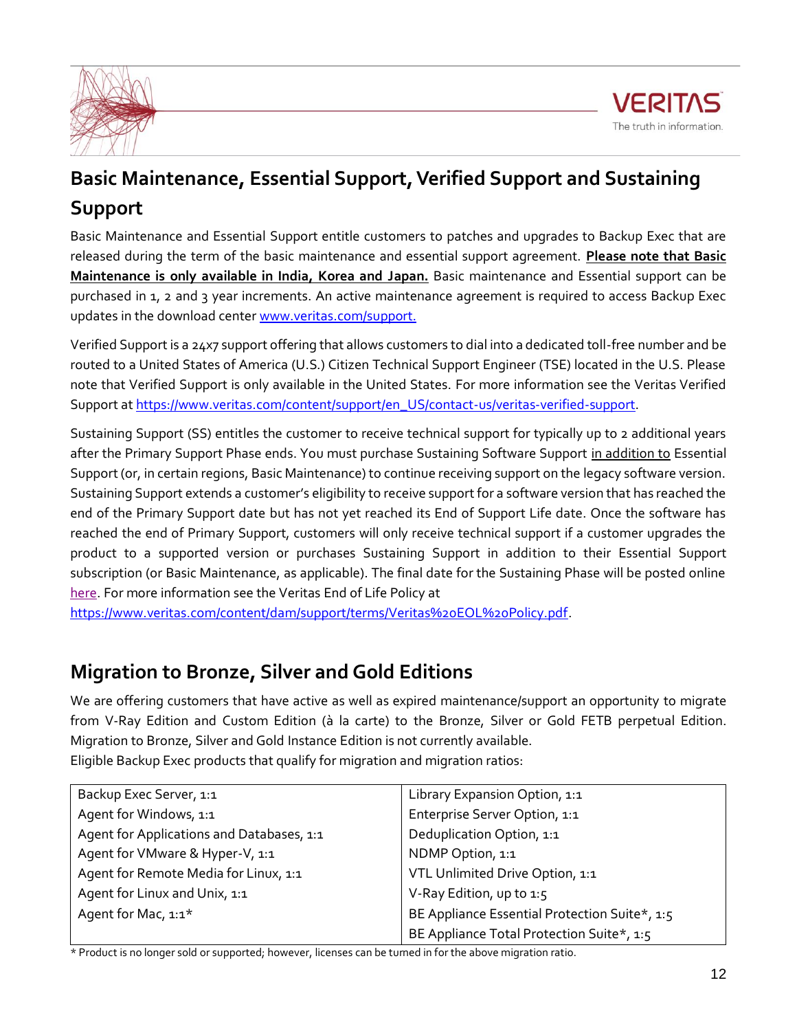## Basic Maintenance, Essential Support, Verified Support and Sustaining Support

Basic Maintenance and Essential Support entitle customers to patches and upgrades to Backup Exec that are released during the term of the basic maintenance and essential support agreement. **Please note that Basic Maintenance is only available in India, Korea and Japan.** Basic maintenance and Essential support can be purchased in 1, 2 and 3 year increments. An active maintenance agreement is required to access Backup Exec updates in the download center [www.veritas.com/support.](www.veritas.com/support)

Verified Support is a 24x7 support offering that allows customers to dial into a dedicated toll-free number and be routed to a United States of America (U.S.) Citizen Technical Support Engineer (TSE) located in the U.S. Please note that Verified Support is only available in the United States. For more information see the Veritas Verified Support at [https://www.veritas.com/content/support/en_US/contact-us/veritas-verified-support](https://www.veritas.com/content/support/en_US/contact-us/veritas-verified-support).

Sustaining Support (SS) entitles the customer to receive technical support for typically up to 2 additional years after the Primary Support Phase ends. You must purchase Sustaining Software Support in addition to Essential Support (or, in certain regions, Basic Maintenance) to continue receiving support on the legacy software version. Sustaining Support extends a customer's eligibility to receive support for a software version that has reached the end of the Primary Support date but has not yet reached its End of Support Life date. Once the software has reached the end of Primary Support, customers will only receive technical support if a customer upgrades the product to a supported version or purchases Sustaining Support in addition to their Essential Support subscription (or Basic Maintenance, as applicable). The final date for the Sustaining Phase will be posted online here. For more information see the Veritas End of Life Policy at [https://www.veritas.com/content/dam/support/terms/Veritas%20EOL%20Policy.pdf](https://www.veritas.com/content/dam/support/terms/Veritas%20EOL%20Policy.pdf).

## Migration to Bronze, Silver and Gold Editions

We are offering customers that have active as well as expired maintenance/support an opportunity to migrate from V-Ray Edition and Custom Edition (à la carte) to the Bronze, Silver or Gold FETB perpetual Edition. Migration to Bronze, Silver and Gold Instance Edition is not currently available.

Eligible Backup Exec products that qualify for migration and migration ratios:

| | |
|---|---|
| Backup Exec Server, 1:1 | Library Expansion Option, 1:1 |
| Agent for Windows, 1:1 | Enterprise Server Option, 1:1 |
| Agent for Applications and Databases, 1:1 | Deduplication Option, 1:1 |
| Agent for VMware & Hyper-V, 1:1 | NDMP Option, 1:1 |
| Agent for Remote Media for Linux, 1:1 | VTL Unlimited Drive Option, 1:1 |
| Agent for Linux and Unix, 1:1 | V-Ray Edition, up to 1:5 |
| Agent for Mac, 1:1* | BE Appliance Essential Protection Suite*, 1:5 |
| | BE Appliance Total Protection Suite*, 1:5 |

* Product is no longer sold or supported; however, licenses can be turned in for the above migration ratio.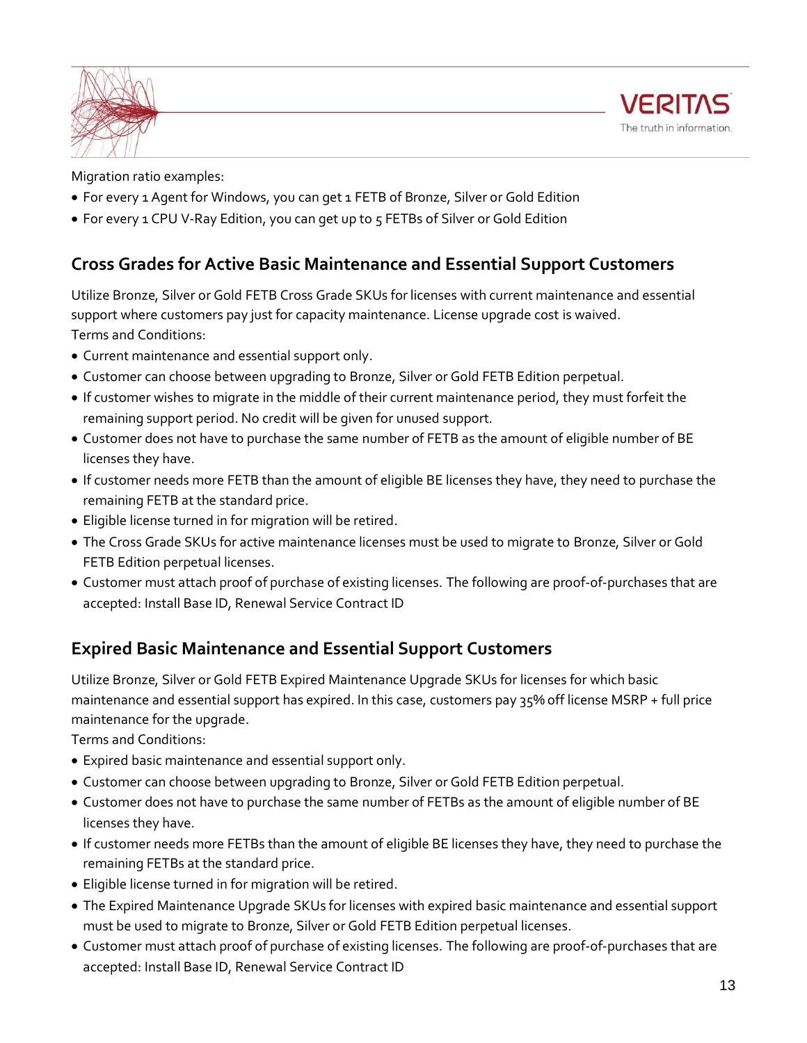Migration ratio examples:

- For every 1 Agent for Windows, you can get 1 FETB of Bronze, Silver or Gold Edition
- For every 1 CPU V-Ray Edition, you can get up to 5 FETBs of Silver or Gold Edition

## Cross Grades for Active Basic Maintenance and Essential Support Customers

Utilize Bronze, Silver or Gold FETB Cross Grade SKUs for licenses with current maintenance and essential support where customers pay just for capacity maintenance. License upgrade cost is waived.

Terms and Conditions:

- Current maintenance and essential support only.
- Customer can choose between upgrading to Bronze, Silver or Gold FETB Edition perpetual.
- If customer wishes to migrate in the middle of their current maintenance period, they must forfeit the remaining support period. No credit will be given for unused support.
- Customer does not have to purchase the same number of FETB as the amount of eligible number of BE licenses they have.
- If customer needs more FETB than the amount of eligible BE licenses they have, they need to purchase the remaining FETB at the standard price.
- Eligible license turned in for migration will be retired.
- The Cross Grade SKUs for active maintenance licenses must be used to migrate to Bronze, Silver or Gold FETB Edition perpetual licenses.
- Customer must attach proof of purchase of existing licenses. The following are proof-of-purchases that are accepted: Install Base ID, Renewal Service Contract ID

## Expired Basic Maintenance and Essential Support Customers

Utilize Bronze, Silver or Gold FETB Expired Maintenance Upgrade SKUs for licenses for which basic maintenance and essential support has expired. In this case, customers pay 35% off license MSRP + full price maintenance for the upgrade.

Terms and Conditions:

- Expired basic maintenance and essential support only.
- Customer can choose between upgrading to Bronze, Silver or Gold FETB Edition perpetual.
- Customer does not have to purchase the same number of FETBs as the amount of eligible number of BE licenses they have.
- If customer needs more FETBs than the amount of eligible BE licenses they have, they need to purchase the remaining FETBs at the standard price.
- Eligible license turned in for migration will be retired.
- The Expired Maintenance Upgrade SKUs for licenses with expired basic maintenance and essential support must be used to migrate to Bronze, Silver or Gold FETB Edition perpetual licenses.
- Customer must attach proof of purchase of existing licenses. The following are proof-of-purchases that are accepted: Install Base ID, Renewal Service Contract ID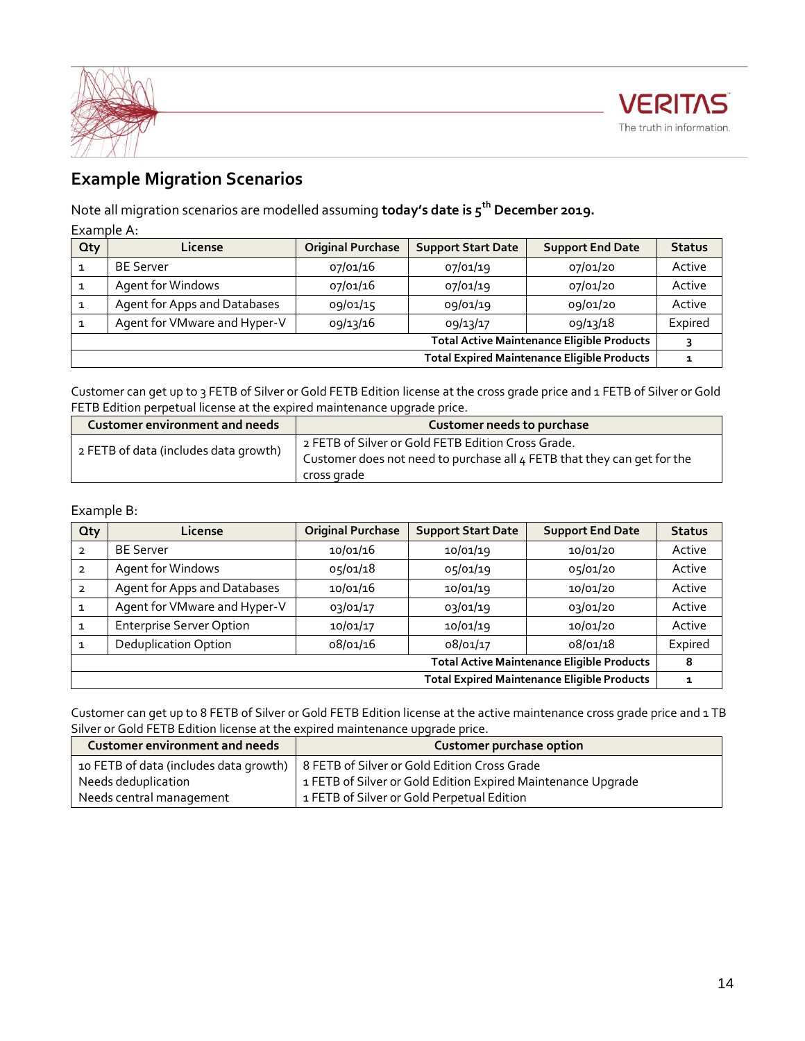## Example Migration Scenarios

Note all migration scenarios are modelled assuming **today's date is 5th December 2019.**

Example A:

| Qty | License | Original Purchase | Support Start Date | Support End Date | Status |
|---|---|---|---|---|---|
| 1 | BE Server | 07/01/16 | 07/01/19 | 07/01/20 | Active |
| 1 | Agent for Windows | 07/01/16 | 07/01/19 | 07/01/20 | Active |
| 1 | Agent for Apps and Databases | 09/01/15 | 09/01/19 | 09/01/20 | Active |
| 1 | Agent for VMware and Hyper-V | 09/13/16 | 09/13/17 | 09/13/18 | Expired |
| | | | | **Total Active Maintenance Eligible Products** | **3** |
| | | | | **Total Expired Maintenance Eligible Products** | **1** |

Customer can get up to 3 FETB of Silver or Gold FETB Edition license at the cross grade price and 1 FETB of Silver or Gold FETB Edition perpetual license at the expired maintenance upgrade price.

| Customer environment and needs | Customer needs to purchase |
|---|---|
| 2 FETB of data (includes data growth) | 2 FETB of Silver or Gold FETB Edition Cross Grade.<br>Customer does not need to purchase all 4 FETB that they can get for the cross grade |

Example B:

| Qty | License | Original Purchase | Support Start Date | Support End Date | Status |
|---|---|---|---|---|---|
| 2 | BE Server | 10/01/16 | 10/01/19 | 10/01/20 | Active |
| 2 | Agent for Windows | 05/01/18 | 05/01/19 | 05/01/20 | Active |
| 2 | Agent for Apps and Databases | 10/01/16 | 10/01/19 | 10/01/20 | Active |
| 1 | Agent for VMware and Hyper-V | 03/01/17 | 03/01/19 | 03/01/20 | Active |
| 1 | Enterprise Server Option | 10/01/17 | 10/01/19 | 10/01/20 | Active |
| 1 | Deduplication Option | 08/01/16 | 08/01/17 | 08/01/18 | Expired |
| | | | | **Total Active Maintenance Eligible Products** | **8** |
| | | | | **Total Expired Maintenance Eligible Products** | **1** |

Customer can get up to 8 FETB of Silver or Gold FETB Edition license at the active maintenance cross grade price and 1 TB Silver or Gold FETB Edition license at the expired maintenance upgrade price.

| Customer environment and needs | Customer purchase option |
|---|---|
| 10 FETB of data (includes data growth)<br>Needs deduplication<br>Needs central management | 8 FETB of Silver or Gold Edition Cross Grade<br>1 FETB of Silver or Gold Edition Expired Maintenance Upgrade<br>1 FETB of Silver or Gold Perpetual Edition |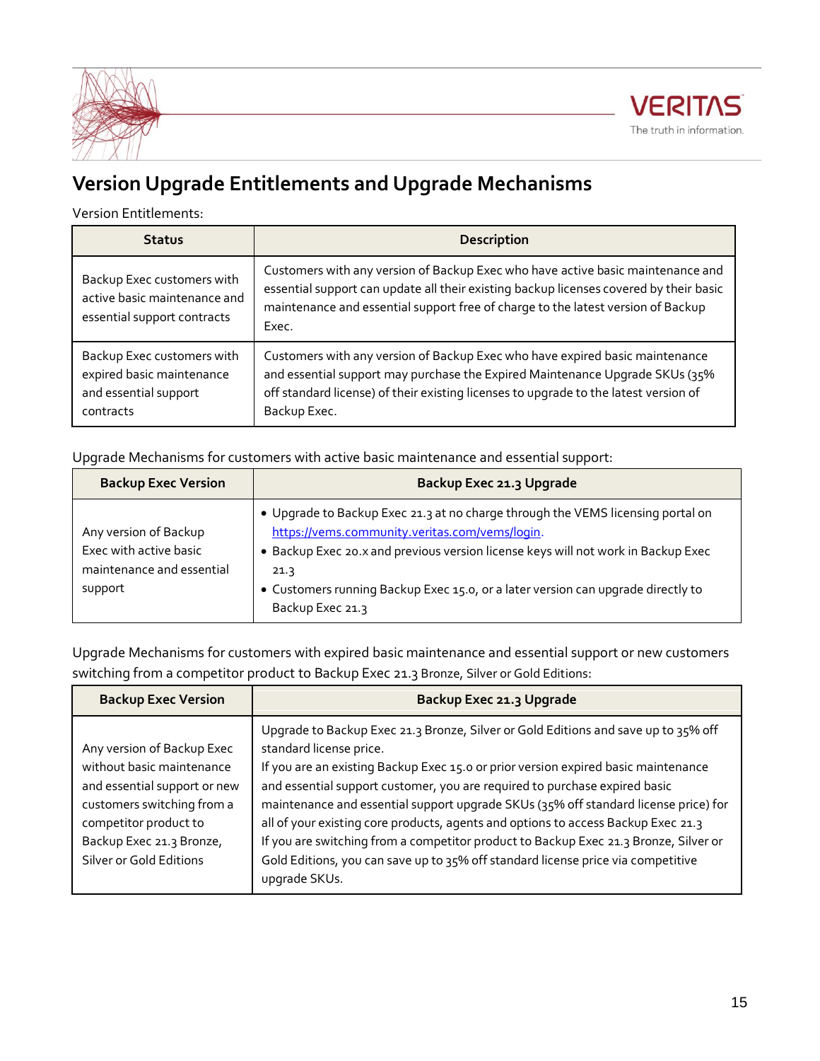## Version Upgrade Entitlements and Upgrade Mechanisms

Version Entitlements:

| Status | Description |
|---|---|
| Backup Exec customers with active basic maintenance and essential support contracts | Customers with any version of Backup Exec who have active basic maintenance and essential support can update all their existing backup licenses covered by their basic maintenance and essential support free of charge to the latest version of Backup Exec. |
| Backup Exec customers with expired basic maintenance and essential support contracts | Customers with any version of Backup Exec who have expired basic maintenance and essential support may purchase the Expired Maintenance Upgrade SKUs (35% off standard license) of their existing licenses to upgrade to the latest version of Backup Exec. |

Upgrade Mechanisms for customers with active basic maintenance and essential support:

| Backup Exec Version | Backup Exec 21.3 Upgrade |
|---|---|
| Any version of Backup Exec with active basic maintenance and essential support | • Upgrade to Backup Exec 21.3 at no charge through the VEMS licensing portal on https://vems.community.veritas.com/vems/login.<br>• Backup Exec 20.x and previous version license keys will not work in Backup Exec 21.3<br>• Customers running Backup Exec 15.0, or a later version can upgrade directly to Backup Exec 21.3 |

Upgrade Mechanisms for customers with expired basic maintenance and essential support or new customers switching from a competitor product to Backup Exec 21.3 Bronze, Silver or Gold Editions:

| Backup Exec Version | Backup Exec 21.3 Upgrade |
|---|---|
| Any version of Backup Exec without basic maintenance and essential support or new customers switching from a competitor product to Backup Exec 21.3 Bronze, Silver or Gold Editions | Upgrade to Backup Exec 21.3 Bronze, Silver or Gold Editions and save up to 35% off standard license price.<br>If you are an existing Backup Exec 15.0 or prior version expired basic maintenance and essential support customer, you are required to purchase expired basic maintenance and essential support upgrade SKUs (35% off standard license price) for all of your existing core products, agents and options to access Backup Exec 21.3<br>If you are switching from a competitor product to Backup Exec 21.3 Bronze, Silver or Gold Editions, you can save up to 35% off standard license price via competitive upgrade SKUs. |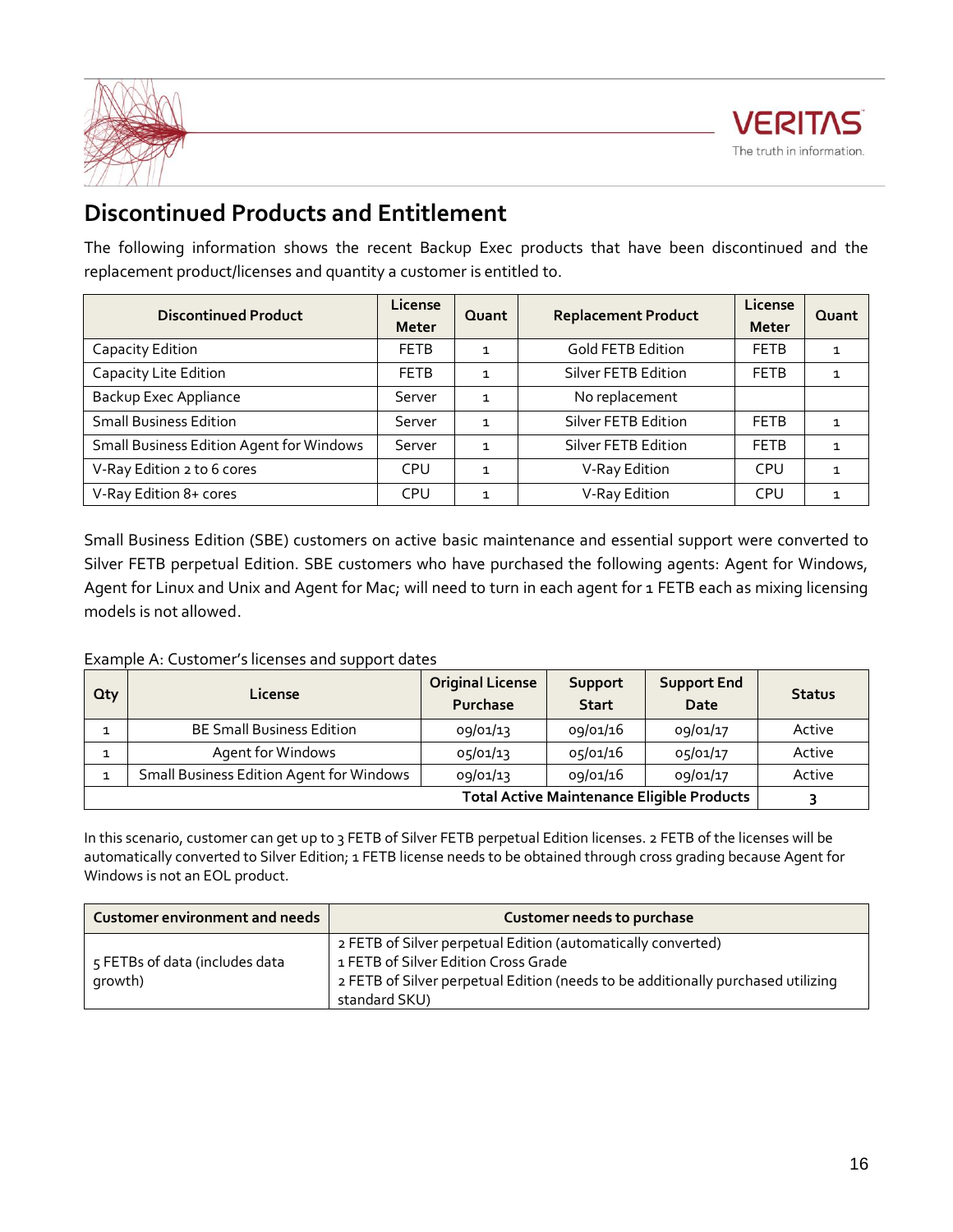## Discontinued Products and Entitlement

The following information shows the recent Backup Exec products that have been discontinued and the replacement product/licenses and quantity a customer is entitled to.

| Discontinued Product | License Meter | Quant | Replacement Product | License Meter | Quant |
|---|---|---|---|---|---|
| Capacity Edition | FETB | 1 | Gold FETB Edition | FETB | 1 |
| Capacity Lite Edition | FETB | 1 | Silver FETB Edition | FETB | 1 |
| Backup Exec Appliance | Server | 1 | No replacement | | |
| Small Business Edition | Server | 1 | Silver FETB Edition | FETB | 1 |
| Small Business Edition Agent for Windows | Server | 1 | Silver FETB Edition | FETB | 1 |
| V-Ray Edition 2 to 6 cores | CPU | 1 | V-Ray Edition | CPU | 1 |
| V-Ray Edition 8+ cores | CPU | 1 | V-Ray Edition | CPU | 1 |

Small Business Edition (SBE) customers on active basic maintenance and essential support were converted to Silver FETB perpetual Edition. SBE customers who have purchased the following agents: Agent for Windows, Agent for Linux and Unix and Agent for Mac; will need to turn in each agent for 1 FETB each as mixing licensing models is not allowed.

Example A: Customer's licenses and support dates

| Qty | License | Original License Purchase | Support Start | Support End Date | Status |
|---|---|---|---|---|---|
| 1 | BE Small Business Edition | 09/01/13 | 09/01/16 | 09/01/17 | Active |
| 1 | Agent for Windows | 05/01/13 | 05/01/16 | 05/01/17 | Active |
| 1 | Small Business Edition Agent for Windows | 09/01/13 | 09/01/16 | 09/01/17 | Active |
| | | | | **Total Active Maintenance Eligible Products** | **3** |

In this scenario, customer can get up to 3 FETB of Silver FETB perpetual Edition licenses. 2 FETB of the licenses will be automatically converted to Silver Edition; 1 FETB license needs to be obtained through cross grading because Agent for Windows is not an EOL product.

| Customer environment and needs | Customer needs to purchase |
|---|---|
| 5 FETBs of data (includes data growth) | 2 FETB of Silver perpetual Edition (automatically converted)<br>1 FETB of Silver Edition Cross Grade<br>2 FETB of Silver perpetual Edition (needs to be additionally purchased utilizing standard SKU) |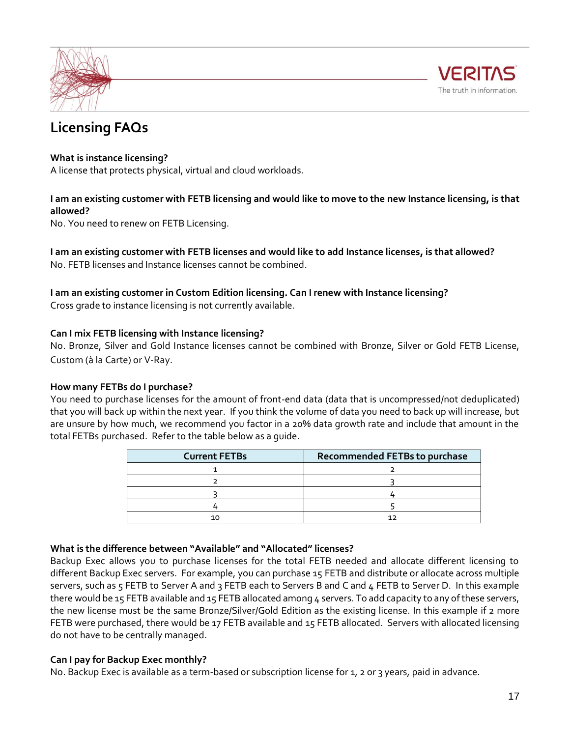## Licensing FAQs

**What is instance licensing?**
A license that protects physical, virtual and cloud workloads.

**I am an existing customer with FETB licensing and would like to move to the new Instance licensing, is that allowed?**
No. You need to renew on FETB Licensing.

**I am an existing customer with FETB licenses and would like to add Instance licenses, is that allowed?**
No. FETB licenses and Instance licenses cannot be combined.

**I am an existing customer in Custom Edition licensing. Can I renew with Instance licensing?**
Cross grade to instance licensing is not currently available.

**Can I mix FETB licensing with Instance licensing?**
No. Bronze, Silver and Gold Instance licenses cannot be combined with Bronze, Silver or Gold FETB License, Custom (à la Carte) or V-Ray.

**How many FETBs do I purchase?**
You need to purchase licenses for the amount of front-end data (data that is uncompressed/not deduplicated) that you will back up within the next year. If you think the volume of data you need to back up will increase, but are unsure by how much, we recommend you factor in a 20% data growth rate and include that amount in the total FETBs purchased. Refer to the table below as a guide.

| Current FETBs | Recommended FETBs to purchase |
| --- | --- |
| 1 | 2 |
| 2 | 3 |
| 3 | 4 |
| 4 | 5 |
| 10 | 12 |

**What is the difference between "Available" and "Allocated" licenses?**
Backup Exec allows you to purchase licenses for the total FETB needed and allocate different licensing to different Backup Exec servers. For example, you can purchase 15 FETB and distribute or allocate across multiple servers, such as 5 FETB to Server A and 3 FETB each to Servers B and C and 4 FETB to Server D. In this example there would be 15 FETB available and 15 FETB allocated among 4 servers. To add capacity to any of these servers, the new license must be the same Bronze/Silver/Gold Edition as the existing license. In this example if 2 more FETB were purchased, there would be 17 FETB available and 15 FETB allocated. Servers with allocated licensing do not have to be centrally managed.

**Can I pay for Backup Exec monthly?**
No. Backup Exec is available as a term-based or subscription license for 1, 2 or 3 years, paid in advance.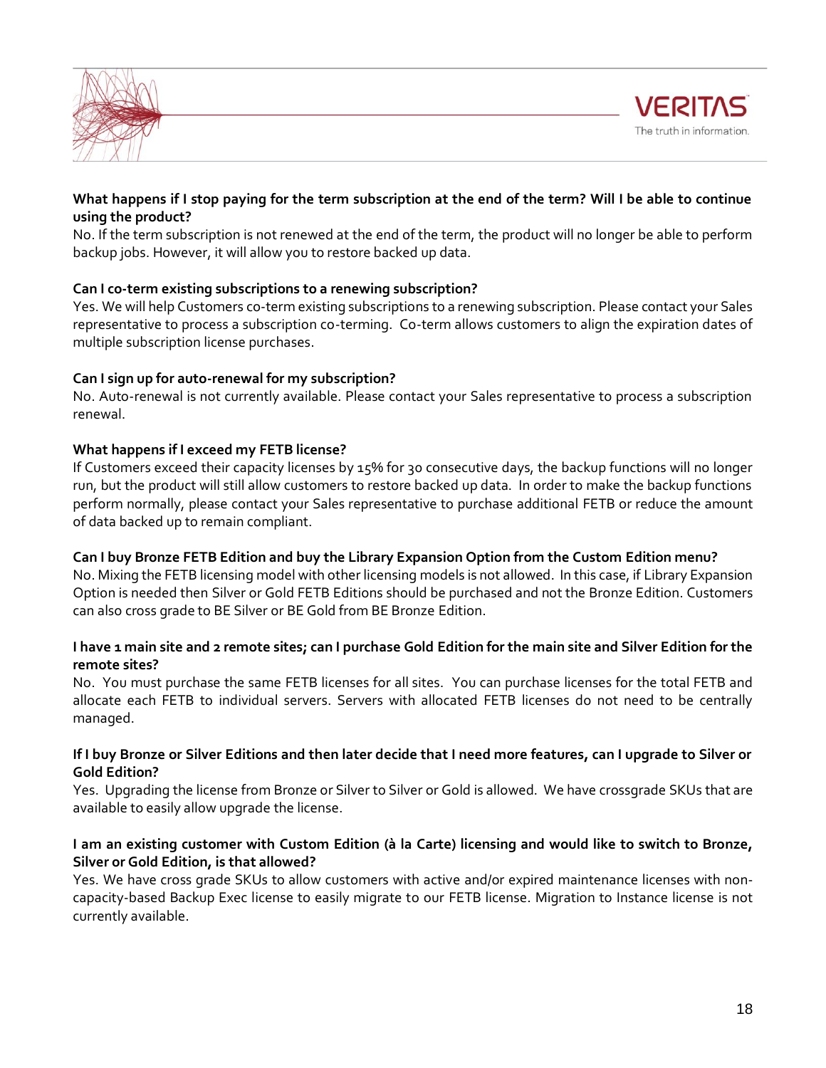**What happens if I stop paying for the term subscription at the end of the term? Will I be able to continue using the product?**

No. If the term subscription is not renewed at the end of the term, the product will no longer be able to perform backup jobs. However, it will allow you to restore backed up data.

**Can I co-term existing subscriptions to a renewing subscription?**

Yes. We will help Customers co-term existing subscriptions to a renewing subscription. Please contact your Sales representative to process a subscription co-terming. Co-term allows customers to align the expiration dates of multiple subscription license purchases.

**Can I sign up for auto-renewal for my subscription?**

No. Auto-renewal is not currently available. Please contact your Sales representative to process a subscription renewal.

**What happens if I exceed my FETB license?**

If Customers exceed their capacity licenses by 15% for 30 consecutive days, the backup functions will no longer run, but the product will still allow customers to restore backed up data. In order to make the backup functions perform normally, please contact your Sales representative to purchase additional FETB or reduce the amount of data backed up to remain compliant.

**Can I buy Bronze FETB Edition and buy the Library Expansion Option from the Custom Edition menu?**

No. Mixing the FETB licensing model with other licensing models is not allowed. In this case, if Library Expansion Option is needed then Silver or Gold FETB Editions should be purchased and not the Bronze Edition. Customers can also cross grade to BE Silver or BE Gold from BE Bronze Edition.

**I have 1 main site and 2 remote sites; can I purchase Gold Edition for the main site and Silver Edition for the remote sites?**

No. You must purchase the same FETB licenses for all sites. You can purchase licenses for the total FETB and allocate each FETB to individual servers. Servers with allocated FETB licenses do not need to be centrally managed.

**If I buy Bronze or Silver Editions and then later decide that I need more features, can I upgrade to Silver or Gold Edition?**

Yes. Upgrading the license from Bronze or Silver to Silver or Gold is allowed. We have crossgrade SKUs that are available to easily allow upgrade the license.

**I am an existing customer with Custom Edition (à la Carte) licensing and would like to switch to Bronze, Silver or Gold Edition, is that allowed?**

Yes. We have cross grade SKUs to allow customers with active and/or expired maintenance licenses with non-capacity-based Backup Exec license to easily migrate to our FETB license. Migration to Instance license is not currently available.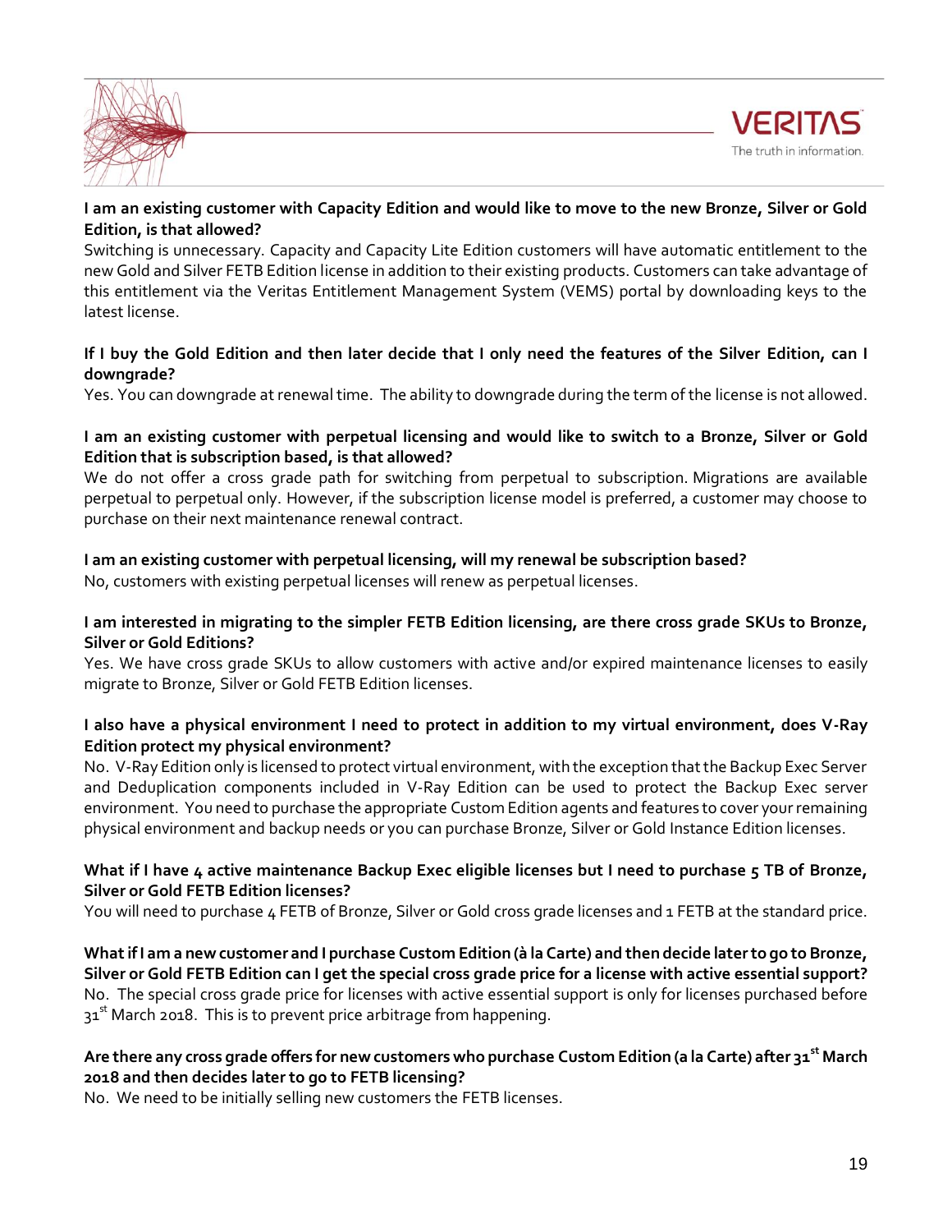**I am an existing customer with Capacity Edition and would like to move to the new Bronze, Silver or Gold Edition, is that allowed?**

Switching is unnecessary. Capacity and Capacity Lite Edition customers will have automatic entitlement to the new Gold and Silver FETB Edition license in addition to their existing products. Customers can take advantage of this entitlement via the Veritas Entitlement Management System (VEMS) portal by downloading keys to the latest license.

**If I buy the Gold Edition and then later decide that I only need the features of the Silver Edition, can I downgrade?**

Yes. You can downgrade at renewal time. The ability to downgrade during the term of the license is not allowed.

**I am an existing customer with perpetual licensing and would like to switch to a Bronze, Silver or Gold Edition that is subscription based, is that allowed?**

We do not offer a cross grade path for switching from perpetual to subscription. Migrations are available perpetual to perpetual only. However, if the subscription license model is preferred, a customer may choose to purchase on their next maintenance renewal contract.

**I am an existing customer with perpetual licensing, will my renewal be subscription based?**

No, customers with existing perpetual licenses will renew as perpetual licenses.

**I am interested in migrating to the simpler FETB Edition licensing, are there cross grade SKUs to Bronze, Silver or Gold Editions?**

Yes. We have cross grade SKUs to allow customers with active and/or expired maintenance licenses to easily migrate to Bronze, Silver or Gold FETB Edition licenses.

**I also have a physical environment I need to protect in addition to my virtual environment, does V-Ray Edition protect my physical environment?**

No. V-Ray Edition only is licensed to protect virtual environment, with the exception that the Backup Exec Server and Deduplication components included in V-Ray Edition can be used to protect the Backup Exec server environment. You need to purchase the appropriate Custom Edition agents and features to cover your remaining physical environment and backup needs or you can purchase Bronze, Silver or Gold Instance Edition licenses.

**What if I have 4 active maintenance Backup Exec eligible licenses but I need to purchase 5 TB of Bronze, Silver or Gold FETB Edition licenses?**

You will need to purchase 4 FETB of Bronze, Silver or Gold cross grade licenses and 1 FETB at the standard price.

**What if I am a new customer and I purchase Custom Edition (à la Carte) and then decide later to go to Bronze, Silver or Gold FETB Edition can I get the special cross grade price for a license with active essential support?**

No. The special cross grade price for licenses with active essential support is only for licenses purchased before 31st March 2018. This is to prevent price arbitrage from happening.

**Are there any cross grade offers for new customers who purchase Custom Edition (a la Carte) after 31st March 2018 and then decides later to go to FETB licensing?**

No. We need to be initially selling new customers the FETB licenses.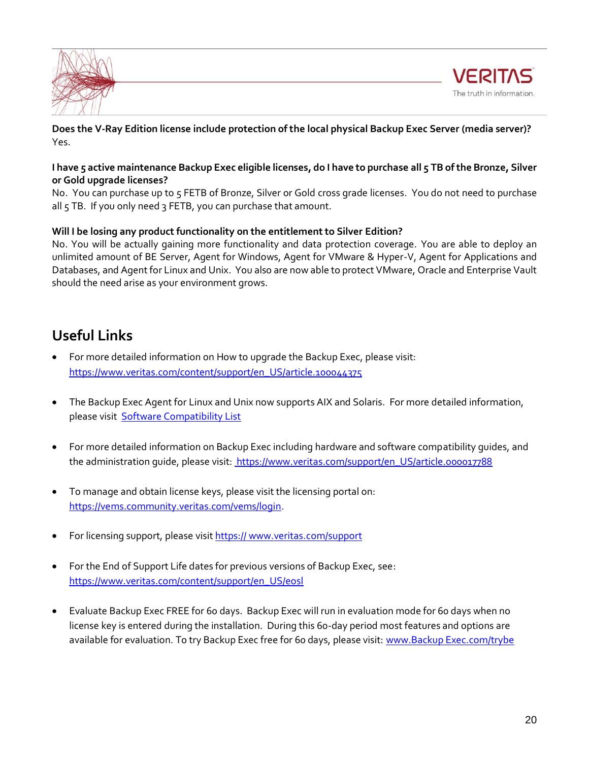**Does the V-Ray Edition license include protection of the local physical Backup Exec Server (media server)?**
Yes.

**I have 5 active maintenance Backup Exec eligible licenses, do I have to purchase all 5 TB of the Bronze, Silver or Gold upgrade licenses?**
No. You can purchase up to 5 FETB of Bronze, Silver or Gold cross grade licenses. You do not need to purchase all 5 TB. If you only need 3 FETB, you can purchase that amount.

**Will I be losing any product functionality on the entitlement to Silver Edition?**
No. You will be actually gaining more functionality and data protection coverage. You are able to deploy an unlimited amount of BE Server, Agent for Windows, Agent for VMware & Hyper-V, Agent for Applications and Databases, and Agent for Linux and Unix. You also are now able to protect VMware, Oracle and Enterprise Vault should the need arise as your environment grows.

## Useful Links

- For more detailed information on How to upgrade the Backup Exec, please visit: https://www.veritas.com/content/support/en_US/article.100044375
- The Backup Exec Agent for Linux and Unix now supports AIX and Solaris. For more detailed information, please visit Software Compatibility List
- For more detailed information on Backup Exec including hardware and software compatibility guides, and the administration guide, please visit: https://www.veritas.com/support/en_US/article.000017788
- To manage and obtain license keys, please visit the licensing portal on: https://vems.community.veritas.com/vems/login.
- For licensing support, please visit https:// www.veritas.com/support
- For the End of Support Life dates for previous versions of Backup Exec, see: https://www.veritas.com/content/support/en_US/eosl
- Evaluate Backup Exec FREE for 60 days. Backup Exec will run in evaluation mode for 60 days when no license key is entered during the installation. During this 60-day period most features and options are available for evaluation. To try Backup Exec free for 60 days, please visit: www.Backup Exec.com/trybe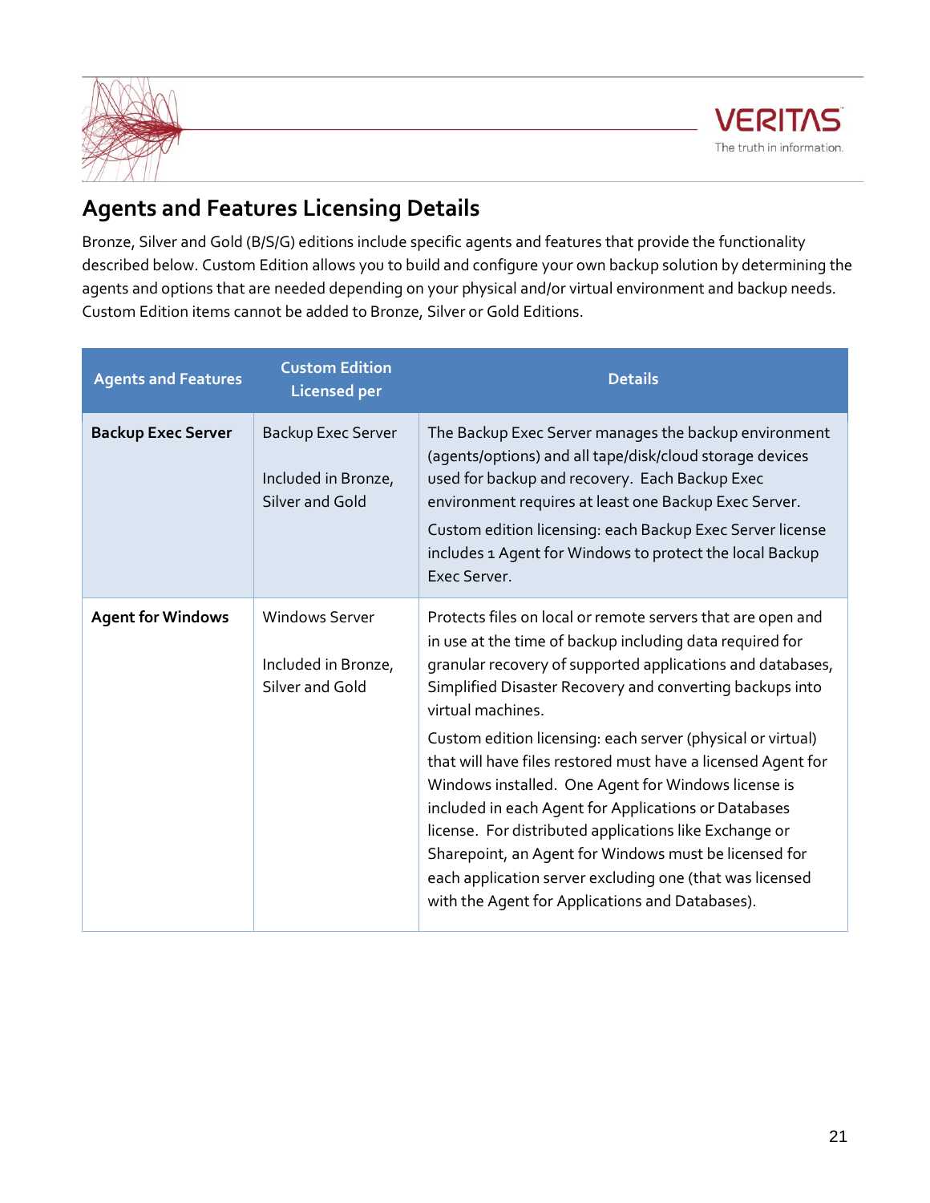## Agents and Features Licensing Details

Bronze, Silver and Gold (B/S/G) editions include specific agents and features that provide the functionality described below. Custom Edition allows you to build and configure your own backup solution by determining the agents and options that are needed depending on your physical and/or virtual environment and backup needs. Custom Edition items cannot be added to Bronze, Silver or Gold Editions.

| Agents and Features | Custom Edition Licensed per | Details |
|---|---|---|
| **Backup Exec Server** | Backup Exec Server<br><br>Included in Bronze, Silver and Gold | The Backup Exec Server manages the backup environment (agents/options) and all tape/disk/cloud storage devices used for backup and recovery. Each Backup Exec environment requires at least one Backup Exec Server.<br><br>Custom edition licensing: each Backup Exec Server license includes 1 Agent for Windows to protect the local Backup Exec Server. |
| **Agent for Windows** | Windows Server<br><br>Included in Bronze, Silver and Gold | Protects files on local or remote servers that are open and in use at the time of backup including data required for granular recovery of supported applications and databases, Simplified Disaster Recovery and converting backups into virtual machines.<br><br>Custom edition licensing: each server (physical or virtual) that will have files restored must have a licensed Agent for Windows installed. One Agent for Windows license is included in each Agent for Applications or Databases license. For distributed applications like Exchange or Sharepoint, an Agent for Windows must be licensed for each application server excluding one (that was licensed with the Agent for Applications and Databases). |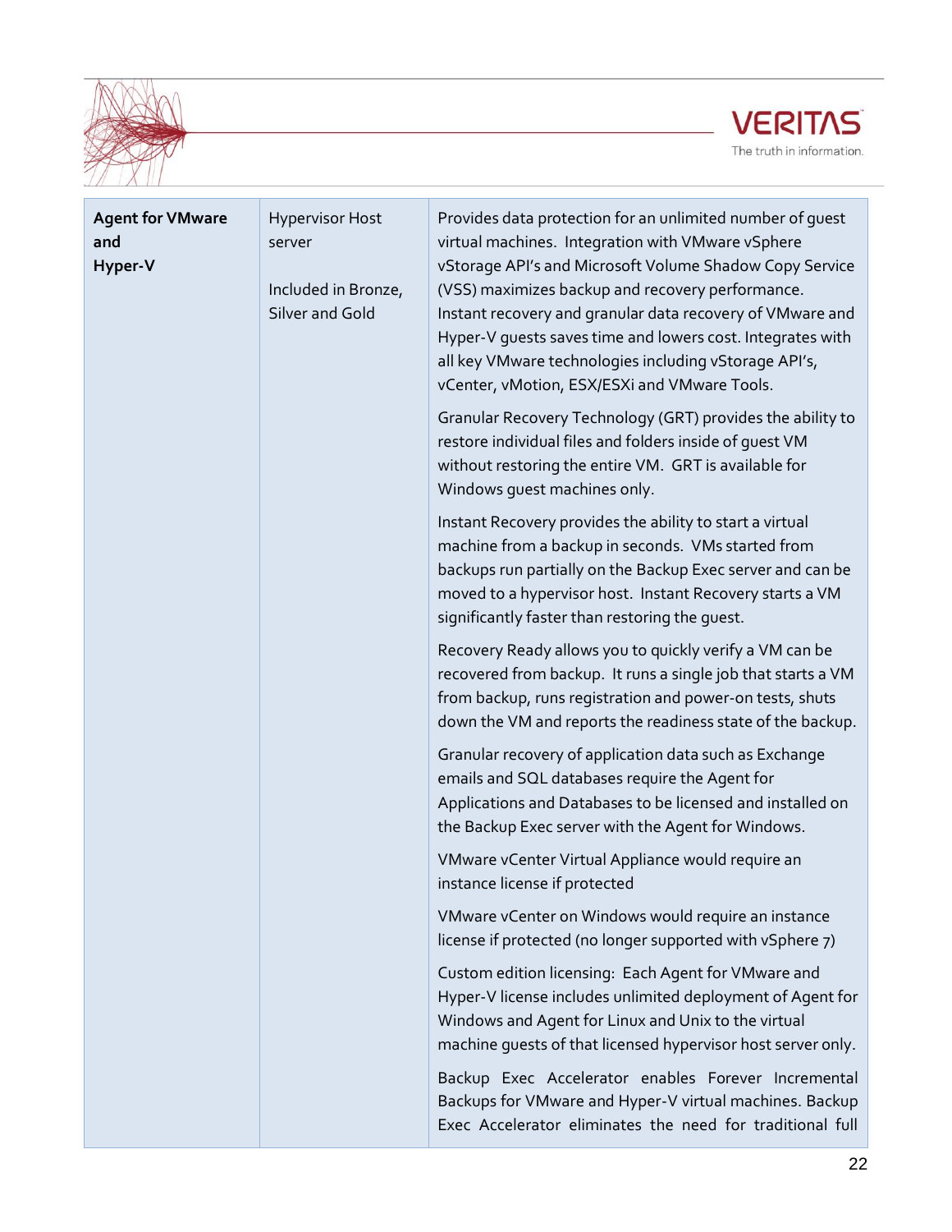| | | |
|---|---|---|
| **Agent for VMware and Hyper-V** | Hypervisor Host server<br><br>Included in Bronze, Silver and Gold | Provides data protection for an unlimited number of guest virtual machines. Integration with VMware vSphere vStorage API's and Microsoft Volume Shadow Copy Service (VSS) maximizes backup and recovery performance. Instant recovery and granular data recovery of VMware and Hyper-V guests saves time and lowers cost. Integrates with all key VMware technologies including vStorage API's, vCenter, vMotion, ESX/ESXi and VMware Tools.<br><br>Granular Recovery Technology (GRT) provides the ability to restore individual files and folders inside of guest VM without restoring the entire VM. GRT is available for Windows guest machines only.<br><br>Instant Recovery provides the ability to start a virtual machine from a backup in seconds. VMs started from backups run partially on the Backup Exec server and can be moved to a hypervisor host. Instant Recovery starts a VM significantly faster than restoring the guest.<br><br>Recovery Ready allows you to quickly verify a VM can be recovered from backup. It runs a single job that starts a VM from backup, runs registration and power-on tests, shuts down the VM and reports the readiness state of the backup.<br><br>Granular recovery of application data such as Exchange emails and SQL databases require the Agent for Applications and Databases to be licensed and installed on the Backup Exec server with the Agent for Windows.<br><br>VMware vCenter Virtual Appliance would require an instance license if protected<br><br>VMware vCenter on Windows would require an instance license if protected (no longer supported with vSphere 7)<br><br>Custom edition licensing: Each Agent for VMware and Hyper-V license includes unlimited deployment of Agent for Windows and Agent for Linux and Unix to the virtual machine guests of that licensed hypervisor host server only.<br><br>Backup Exec Accelerator enables Forever Incremental Backups for VMware and Hyper-V virtual machines. Backup Exec Accelerator eliminates the need for traditional full |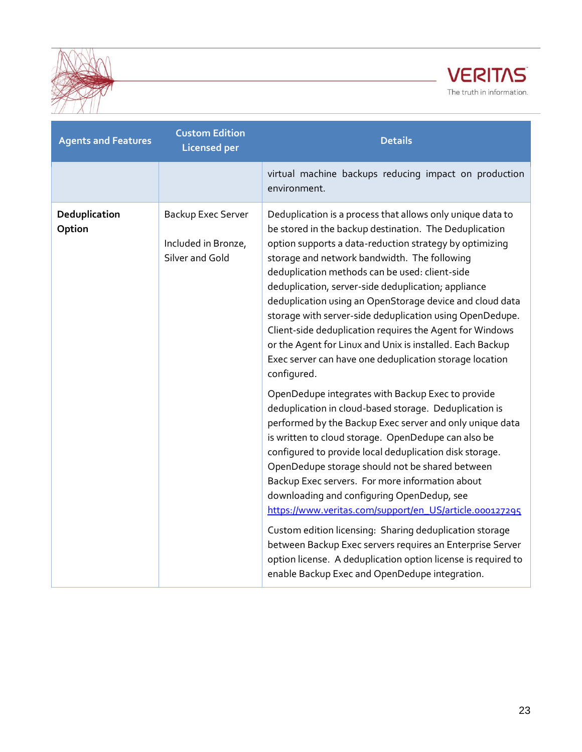| Agents and Features | Custom Edition Licensed per | Details |
|---|---|---|
| | | virtual machine backups reducing impact on production environment. |
| **Deduplication Option** | Backup Exec Server<br><br>Included in Bronze, Silver and Gold | Deduplication is a process that allows only unique data to be stored in the backup destination. The Deduplication option supports a data-reduction strategy by optimizing storage and network bandwidth. The following deduplication methods can be used: client-side deduplication, server-side deduplication; appliance deduplication using an OpenStorage device and cloud data storage with server-side deduplication using OpenDedupe. Client-side deduplication requires the Agent for Windows or the Agent for Linux and Unix is installed. Each Backup Exec server can have one deduplication storage location configured.<br><br>OpenDedupe integrates with Backup Exec to provide deduplication in cloud-based storage. Deduplication is performed by the Backup Exec server and only unique data is written to cloud storage. OpenDedupe can also be configured to provide local deduplication disk storage. OpenDedupe storage should not be shared between Backup Exec servers. For more information about downloading and configuring OpenDedup, see https://www.veritas.com/support/en_US/article.000127295<br><br>Custom edition licensing: Sharing deduplication storage between Backup Exec servers requires an Enterprise Server option license. A deduplication option license is required to enable Backup Exec and OpenDedupe integration. |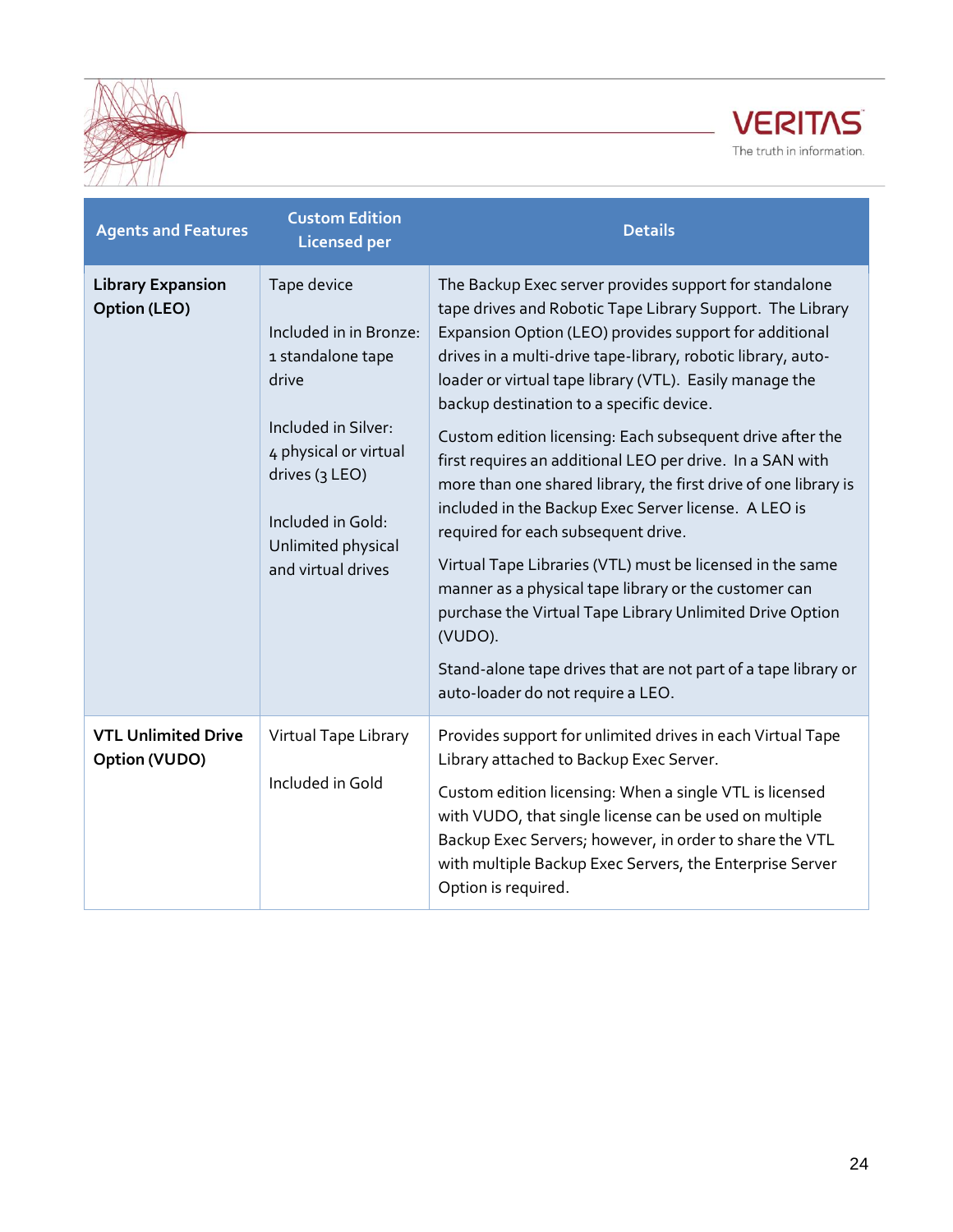| Agents and Features | Custom Edition Licensed per | Details |
|---|---|---|
| **Library Expansion Option (LEO)** | Tape device<br><br>Included in in Bronze: 1 standalone tape drive<br><br>Included in Silver: 4 physical or virtual drives (3 LEO)<br><br>Included in Gold: Unlimited physical and virtual drives | The Backup Exec server provides support for standalone tape drives and Robotic Tape Library Support. The Library Expansion Option (LEO) provides support for additional drives in a multi-drive tape-library, robotic library, auto-loader or virtual tape library (VTL). Easily manage the backup destination to a specific device.<br><br>Custom edition licensing: Each subsequent drive after the first requires an additional LEO per drive. In a SAN with more than one shared library, the first drive of one library is included in the Backup Exec Server license. A LEO is required for each subsequent drive.<br><br>Virtual Tape Libraries (VTL) must be licensed in the same manner as a physical tape library or the customer can purchase the Virtual Tape Library Unlimited Drive Option (VUDO).<br><br>Stand-alone tape drives that are not part of a tape library or auto-loader do not require a LEO. |
| **VTL Unlimited Drive Option (VUDO)** | Virtual Tape Library<br><br>Included in Gold | Provides support for unlimited drives in each Virtual Tape Library attached to Backup Exec Server.<br><br>Custom edition licensing: When a single VTL is licensed with VUDO, that single license can be used on multiple Backup Exec Servers; however, in order to share the VTL with multiple Backup Exec Servers, the Enterprise Server Option is required. |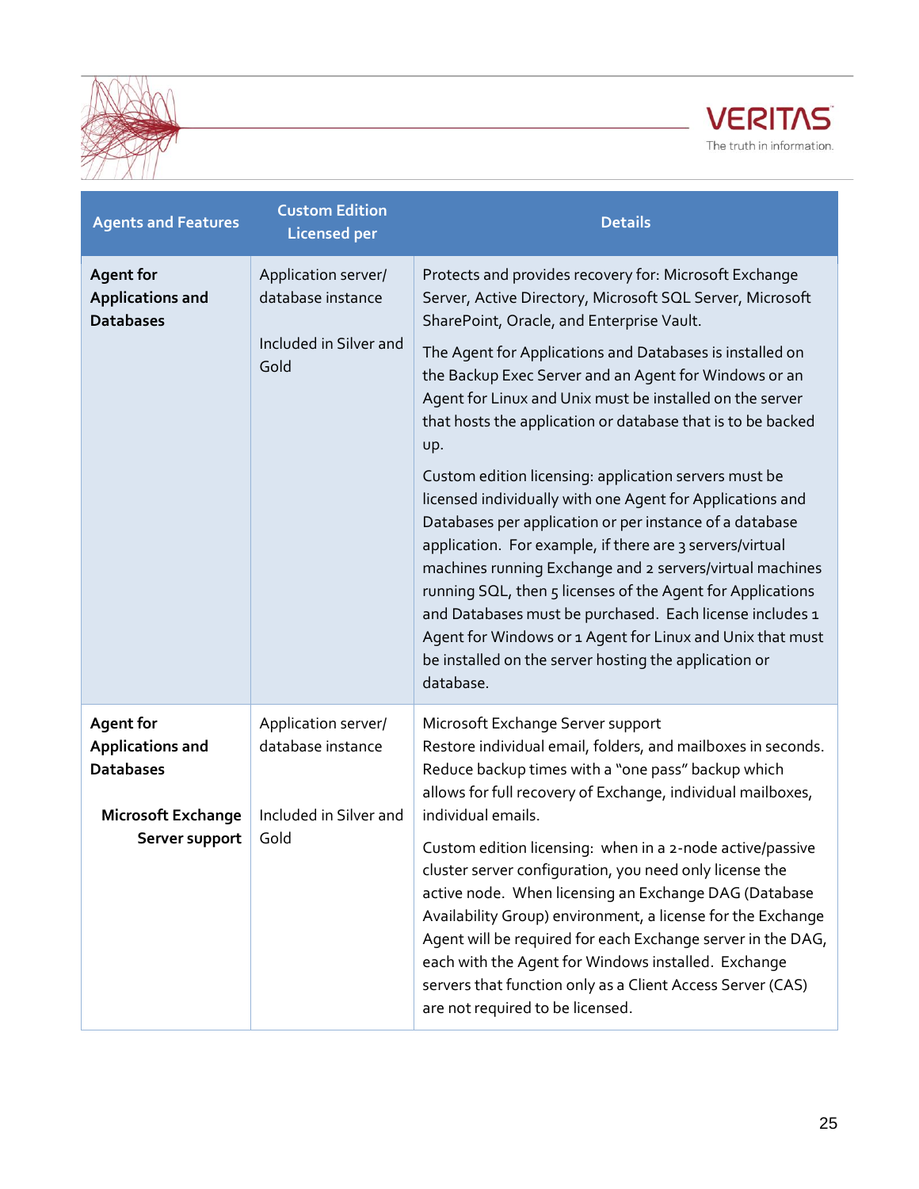| Agents and Features | Custom Edition Licensed per | Details |
|---|---|---|
| **Agent for Applications and Databases** | Application server/ database instance<br><br>Included in Silver and Gold | Protects and provides recovery for: Microsoft Exchange Server, Active Directory, Microsoft SQL Server, Microsoft SharePoint, Oracle, and Enterprise Vault.<br><br>The Agent for Applications and Databases is installed on the Backup Exec Server and an Agent for Windows or an Agent for Linux and Unix must be installed on the server that hosts the application or database that is to be backed up.<br><br>Custom edition licensing: application servers must be licensed individually with one Agent for Applications and Databases per application or per instance of a database application. For example, if there are 3 servers/virtual machines running Exchange and 2 servers/virtual machines running SQL, then 5 licenses of the Agent for Applications and Databases must be purchased. Each license includes 1 Agent for Windows or 1 Agent for Linux and Unix that must be installed on the server hosting the application or database. |
| **Agent for Applications and Databases**<br><br>**Microsoft Exchange Server support** | Application server/ database instance<br><br>Included in Silver and Gold | Microsoft Exchange Server support<br>Restore individual email, folders, and mailboxes in seconds. Reduce backup times with a "one pass" backup which allows for full recovery of Exchange, individual mailboxes, individual emails.<br><br>Custom edition licensing: when in a 2-node active/passive cluster server configuration, you need only license the active node. When licensing an Exchange DAG (Database Availability Group) environment, a license for the Exchange Agent will be required for each Exchange server in the DAG, each with the Agent for Windows installed. Exchange servers that function only as a Client Access Server (CAS) are not required to be licensed. |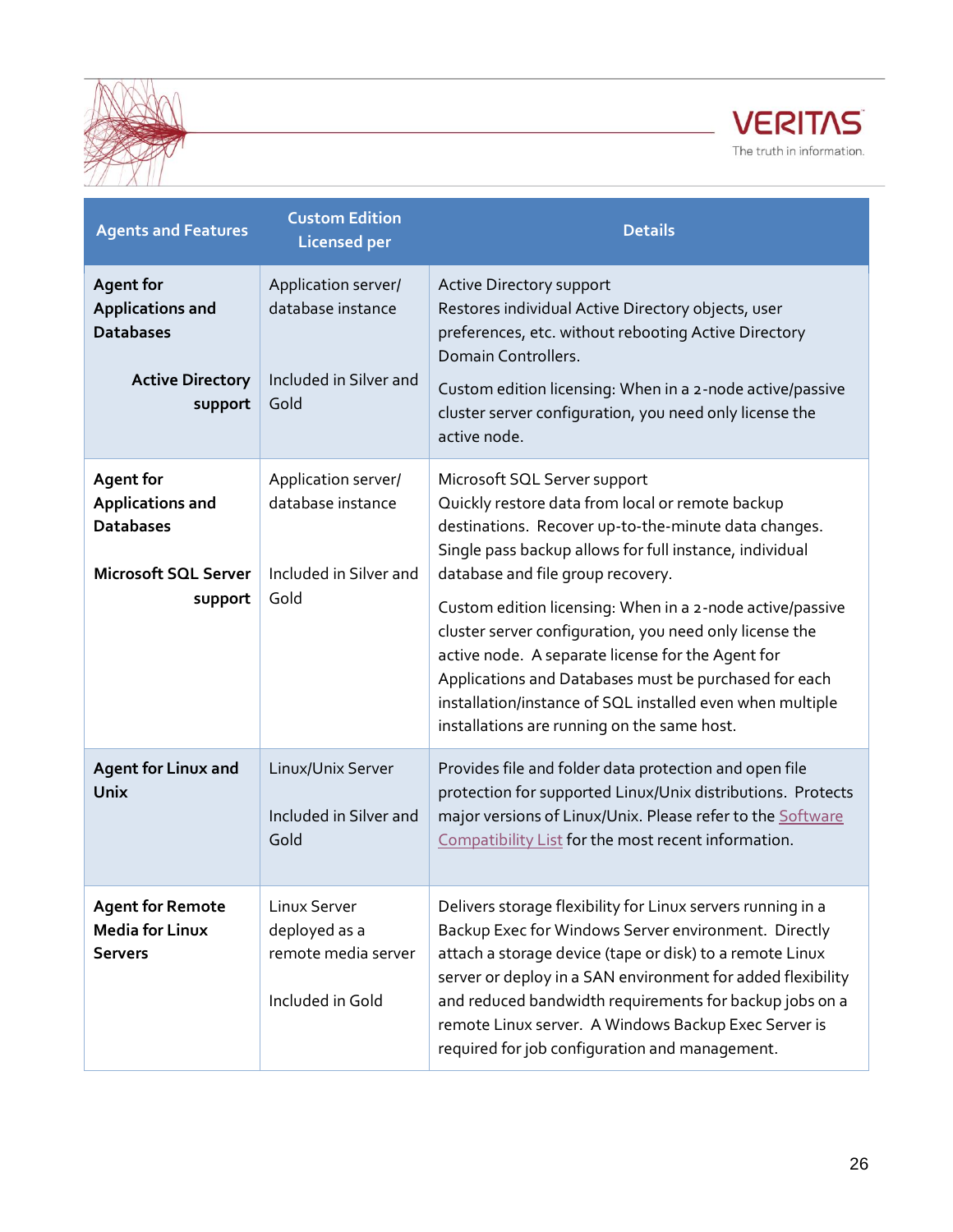| Agents and Features | Custom Edition Licensed per | Details |
|---|---|---|
| **Agent for Applications and Databases**<br><br>**Active Directory support** | Application server/ database instance<br><br>Included in Silver and Gold | Active Directory support<br>Restores individual Active Directory objects, user preferences, etc. without rebooting Active Directory Domain Controllers.<br><br>Custom edition licensing: When in a 2-node active/passive cluster server configuration, you need only license the active node. |
| **Agent for Applications and Databases**<br><br>**Microsoft SQL Server support** | Application server/ database instance<br><br>Included in Silver and Gold | Microsoft SQL Server support<br>Quickly restore data from local or remote backup destinations. Recover up-to-the-minute data changes. Single pass backup allows for full instance, individual database and file group recovery.<br><br>Custom edition licensing: When in a 2-node active/passive cluster server configuration, you need only license the active node. A separate license for the Agent for Applications and Databases must be purchased for each installation/instance of SQL installed even when multiple installations are running on the same host. |
| **Agent for Linux and Unix** | Linux/Unix Server<br><br>Included in Silver and Gold | Provides file and folder data protection and open file protection for supported Linux/Unix distributions. Protects major versions of Linux/Unix. Please refer to the Software Compatibility List for the most recent information. |
| **Agent for Remote Media for Linux Servers** | Linux Server deployed as a remote media server<br><br>Included in Gold | Delivers storage flexibility for Linux servers running in a Backup Exec for Windows Server environment. Directly attach a storage device (tape or disk) to a remote Linux server or deploy in a SAN environment for added flexibility and reduced bandwidth requirements for backup jobs on a remote Linux server. A Windows Backup Exec Server is required for job configuration and management. |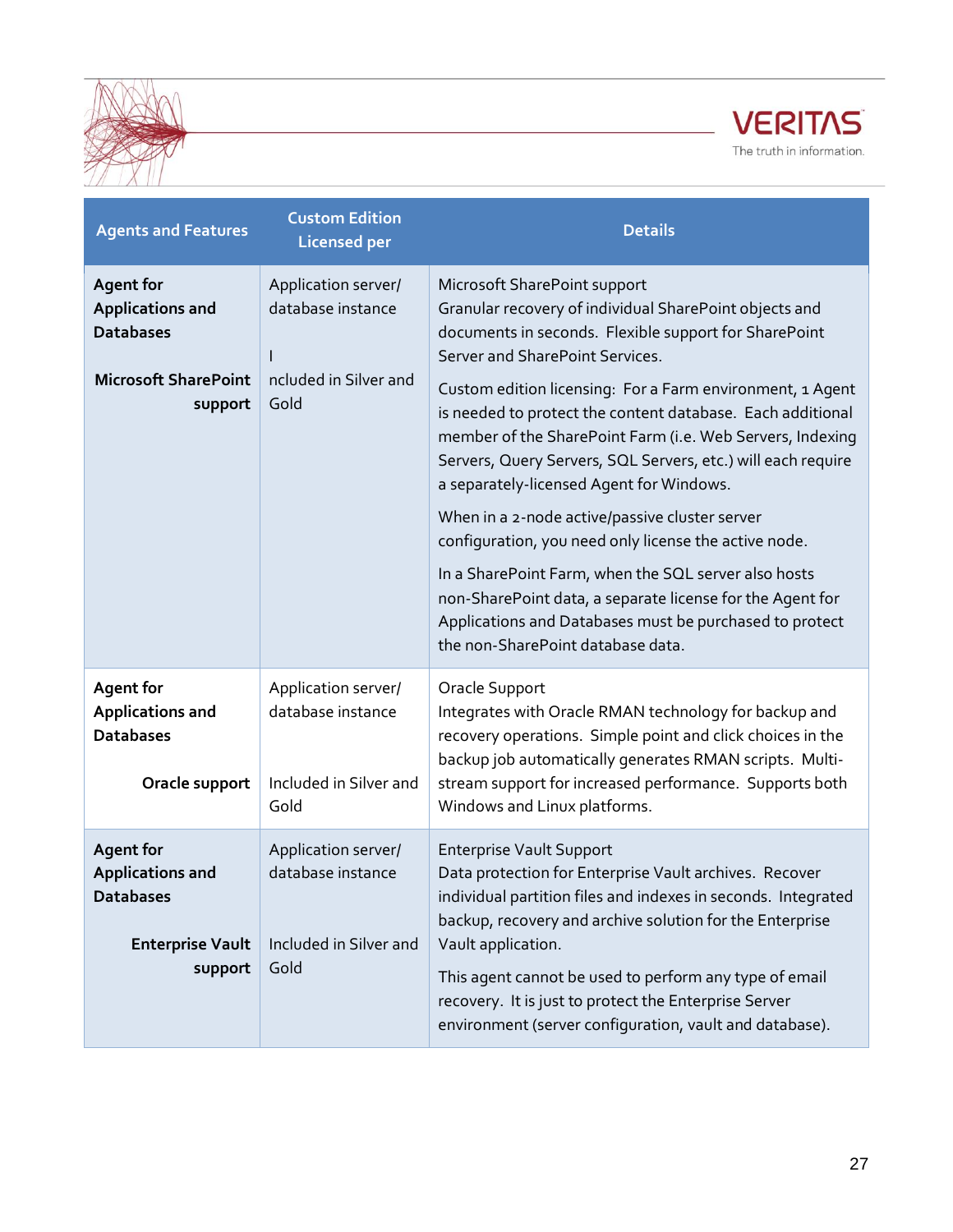| Agents and Features | Custom Edition Licensed per | Details |
|---|---|---|
| **Agent for Applications and Databases**<br><br>**Microsoft SharePoint support** | Application server/ database instance<br><br>I ncluded in Silver and Gold | Microsoft SharePoint support<br>Granular recovery of individual SharePoint objects and documents in seconds. Flexible support for SharePoint Server and SharePoint Services.<br><br>Custom edition licensing: For a Farm environment, 1 Agent is needed to protect the content database. Each additional member of the SharePoint Farm (i.e. Web Servers, Indexing Servers, Query Servers, SQL Servers, etc.) will each require a separately-licensed Agent for Windows.<br><br>When in a 2-node active/passive cluster server configuration, you need only license the active node.<br><br>In a SharePoint Farm, when the SQL server also hosts non-SharePoint data, a separate license for the Agent for Applications and Databases must be purchased to protect the non-SharePoint database data. |
| **Agent for Applications and Databases**<br><br>**Oracle support** | Application server/ database instance<br><br>Included in Silver and Gold | Oracle Support<br>Integrates with Oracle RMAN technology for backup and recovery operations. Simple point and click choices in the backup job automatically generates RMAN scripts. Multi-stream support for increased performance. Supports both Windows and Linux platforms. |
| **Agent for Applications and Databases**<br><br>**Enterprise Vault support** | Application server/ database instance<br><br>Included in Silver and Gold | Enterprise Vault Support<br>Data protection for Enterprise Vault archives. Recover individual partition files and indexes in seconds. Integrated backup, recovery and archive solution for the Enterprise Vault application.<br><br>This agent cannot be used to perform any type of email recovery. It is just to protect the Enterprise Server environment (server configuration, vault and database). |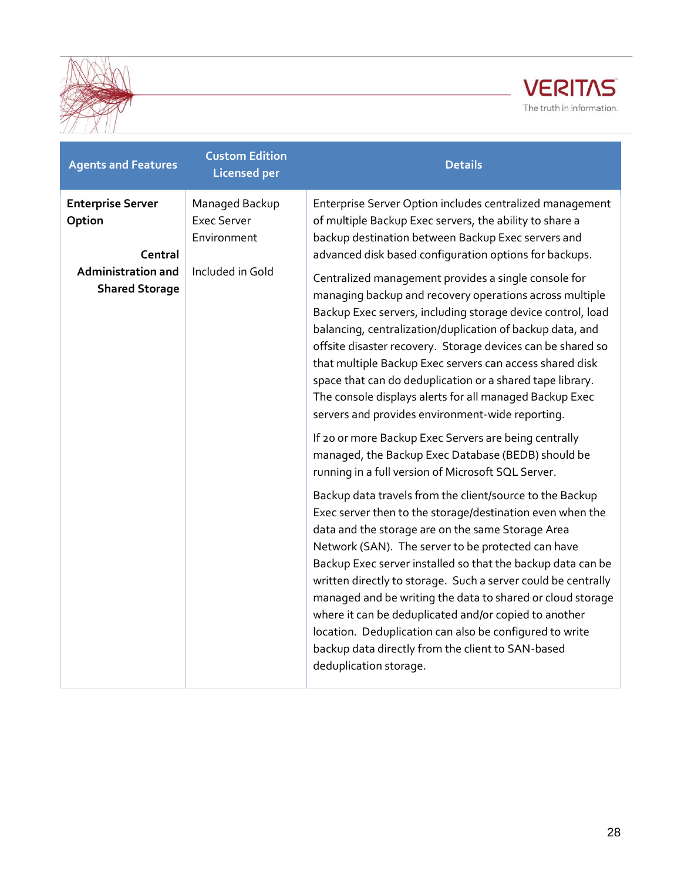| Agents and Features | Custom Edition Licensed per | Details |
|---|---|---|
| **Enterprise Server Option**<br><br>**Central Administration and Shared Storage** | Managed Backup Exec Server Environment<br><br>Included in Gold | Enterprise Server Option includes centralized management of multiple Backup Exec servers, the ability to share a backup destination between Backup Exec servers and advanced disk based configuration options for backups.<br><br>Centralized management provides a single console for managing backup and recovery operations across multiple Backup Exec servers, including storage device control, load balancing, centralization/duplication of backup data, and offsite disaster recovery. Storage devices can be shared so that multiple Backup Exec servers can access shared disk space that can do deduplication or a shared tape library. The console displays alerts for all managed Backup Exec servers and provides environment-wide reporting.<br><br>If 20 or more Backup Exec Servers are being centrally managed, the Backup Exec Database (BEDB) should be running in a full version of Microsoft SQL Server.<br><br>Backup data travels from the client/source to the Backup Exec server then to the storage/destination even when the data and the storage are on the same Storage Area Network (SAN). The server to be protected can have Backup Exec server installed so that the backup data can be written directly to storage. Such a server could be centrally managed and be writing the data to shared or cloud storage where it can be deduplicated and/or copied to another location. Deduplication can also be configured to write backup data directly from the client to SAN-based deduplication storage. |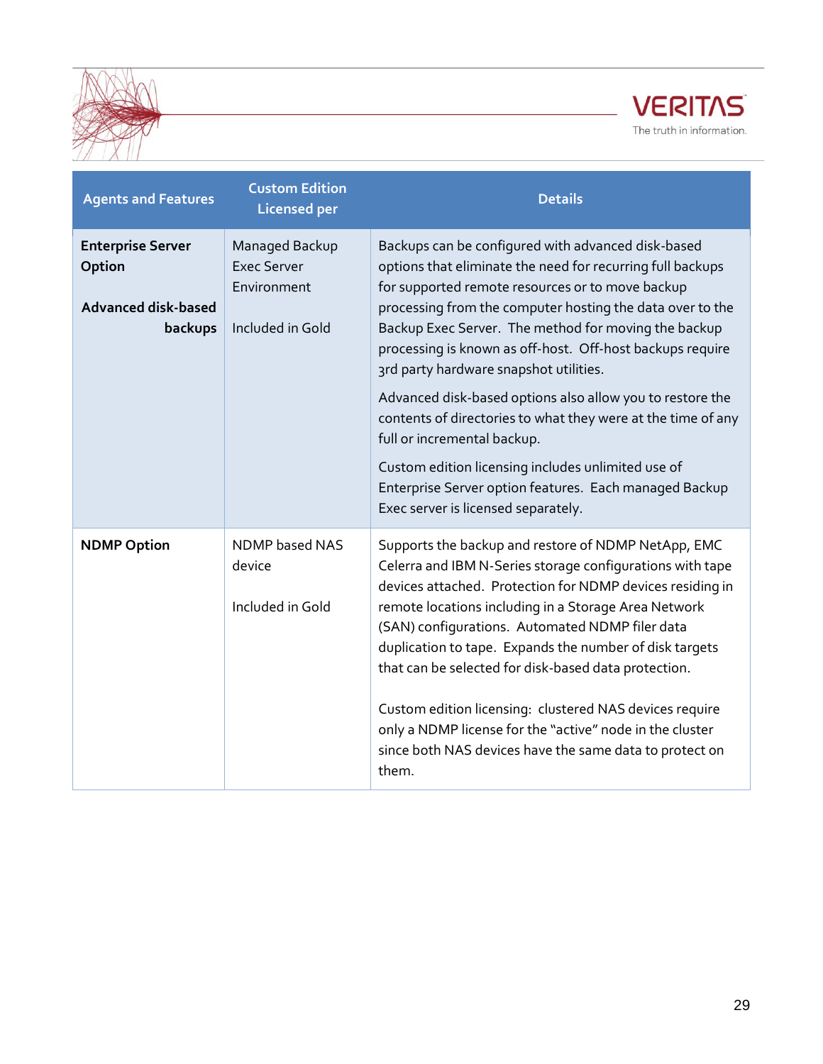| Agents and Features | Custom Edition Licensed per | Details |
|---|---|---|
| **Enterprise Server Option**<br><br>**Advanced disk-based backups** | Managed Backup Exec Server Environment<br><br>Included in Gold | Backups can be configured with advanced disk-based options that eliminate the need for recurring full backups for supported remote resources or to move backup processing from the computer hosting the data over to the Backup Exec Server. The method for moving the backup processing is known as off-host. Off-host backups require 3rd party hardware snapshot utilities.<br><br>Advanced disk-based options also allow you to restore the contents of directories to what they were at the time of any full or incremental backup.<br><br>Custom edition licensing includes unlimited use of Enterprise Server option features. Each managed Backup Exec server is licensed separately. |
| **NDMP Option** | NDMP based NAS device<br><br>Included in Gold | Supports the backup and restore of NDMP NetApp, EMC Celerra and IBM N-Series storage configurations with tape devices attached. Protection for NDMP devices residing in remote locations including in a Storage Area Network (SAN) configurations. Automated NDMP filer data duplication to tape. Expands the number of disk targets that can be selected for disk-based data protection.<br><br>Custom edition licensing: clustered NAS devices require only a NDMP license for the "active" node in the cluster since both NAS devices have the same data to protect on them. |